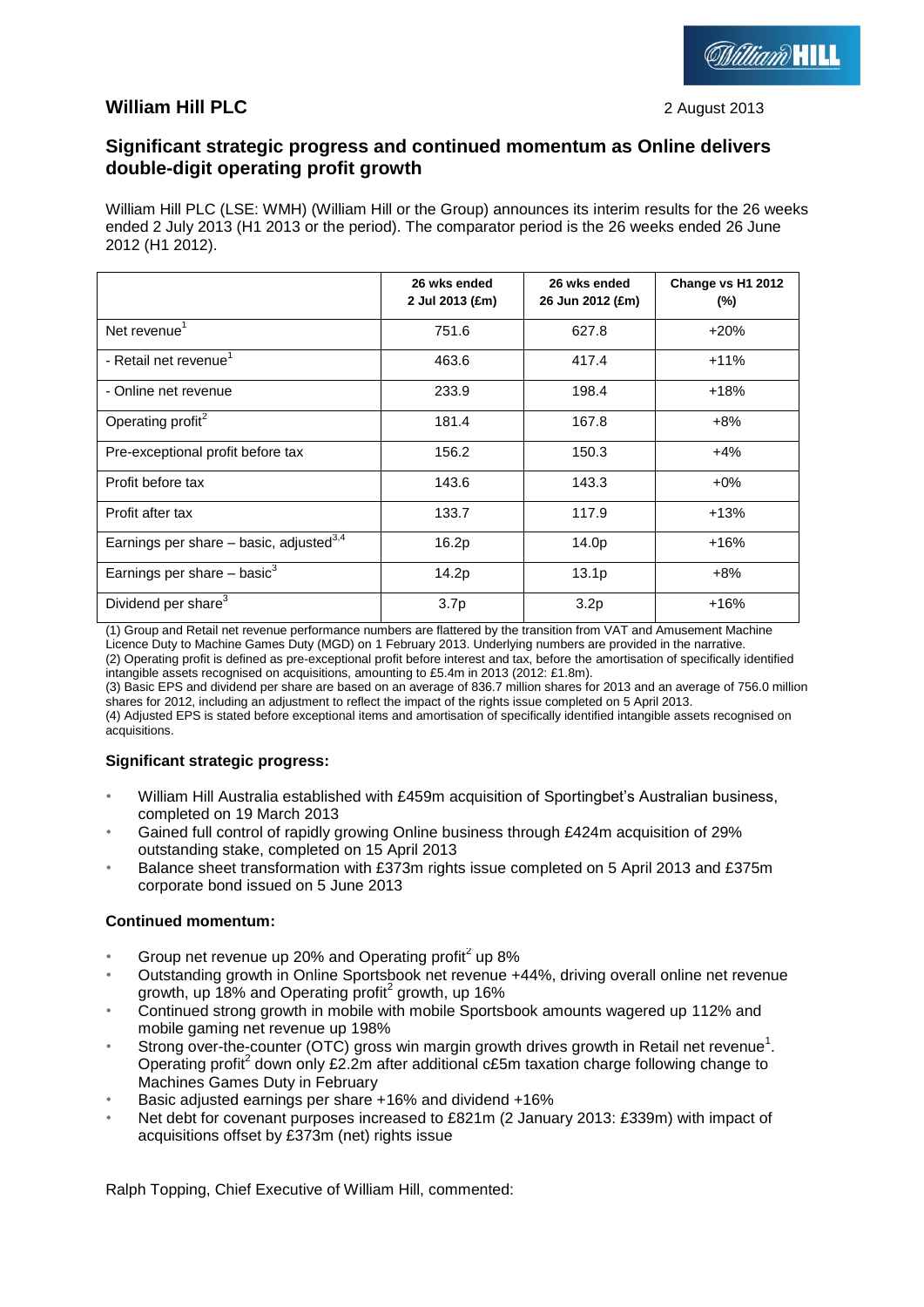**William Hill PLC**

2 August 2013

## Significant strategic progress and continued momentum as Online delivers double-digit operating profit growth

William Hill PLC (LSE: WMH) (William Hill or the Group) announces its interim results for the 26 weeks ended 2 July 2013 (H1 2013 or the period). The comparator period is the 26 weeks ended 26 June 2012 (H1 2012).

| | 26 wks ended 2 Jul 2013 (£m) | 26 wks ended 26 Jun 2012 (£m) | Change vs H1 2012 (%) |
|---|---|---|---|
| Net revenue[1] | 751.6 | 627.8 | +20% |
| - Retail net revenue[1] | 463.6 | 417.4 | +11% |
| - Online net revenue | 233.9 | 198.4 | +18% |
| Operating profit[2] | 181.4 | 167.8 | +8% |
| Pre-exceptional profit before tax | 156.2 | 150.3 | +4% |
| Profit before tax | 143.6 | 143.3 | +0% |
| Profit after tax | 133.7 | 117.9 | +13% |
| Earnings per share – basic, adjusted[3,4] | 16.2p | 14.0p | +16% |
| Earnings per share – basic[3] | 14.2p | 13.1p | +8% |
| Dividend per share[3] | 3.7p | 3.2p | +16% |

(1) Group and Retail net revenue performance numbers are flattered by the transition from VAT and Amusement Machine Licence Duty to Machine Games Duty (MGD) on 1 February 2013. Underlying numbers are provided in the narrative.
(2) Operating profit is defined as pre-exceptional profit before interest and tax, before the amortisation of specifically identified intangible assets recognised on acquisitions, amounting to £5.4m in 2013 (2012: £1.8m).
(3) Basic EPS and dividend per share are based on an average of 836.7 million shares for 2013 and an average of 756.0 million shares for 2012, including an adjustment to reflect the impact of the rights issue completed on 5 April 2013.
(4) Adjusted EPS is stated before exceptional items and amortisation of specifically identified intangible assets recognised on acquisitions.

**Significant strategic progress:**

- William Hill Australia established with £459m acquisition of Sportingbet's Australian business, completed on 19 March 2013
- Gained full control of rapidly growing Online business through £424m acquisition of 29% outstanding stake, completed on 15 April 2013
- Balance sheet transformation with £373m rights issue completed on 5 April 2013 and £375m corporate bond issued on 5 June 2013

**Continued momentum:**

- Group net revenue up 20% and Operating profit[2] up 8%
- Outstanding growth in Online Sportsbook net revenue +44%, driving overall online net revenue growth, up 18% and Operating profit[2] growth, up 16%
- Continued strong growth in mobile with mobile Sportsbook amounts wagered up 112% and mobile gaming net revenue up 198%
- Strong over-the-counter (OTC) gross win margin growth drives growth in Retail net revenue[1]. Operating profit[2] down only £2.2m after additional c£5m taxation charge following change to Machines Games Duty in February
- Basic adjusted earnings per share +16% and dividend +16%
- Net debt for covenant purposes increased to £821m (2 January 2013: £339m) with impact of acquisitions offset by £373m (net) rights issue

Ralph Topping, Chief Executive of William Hill, commented: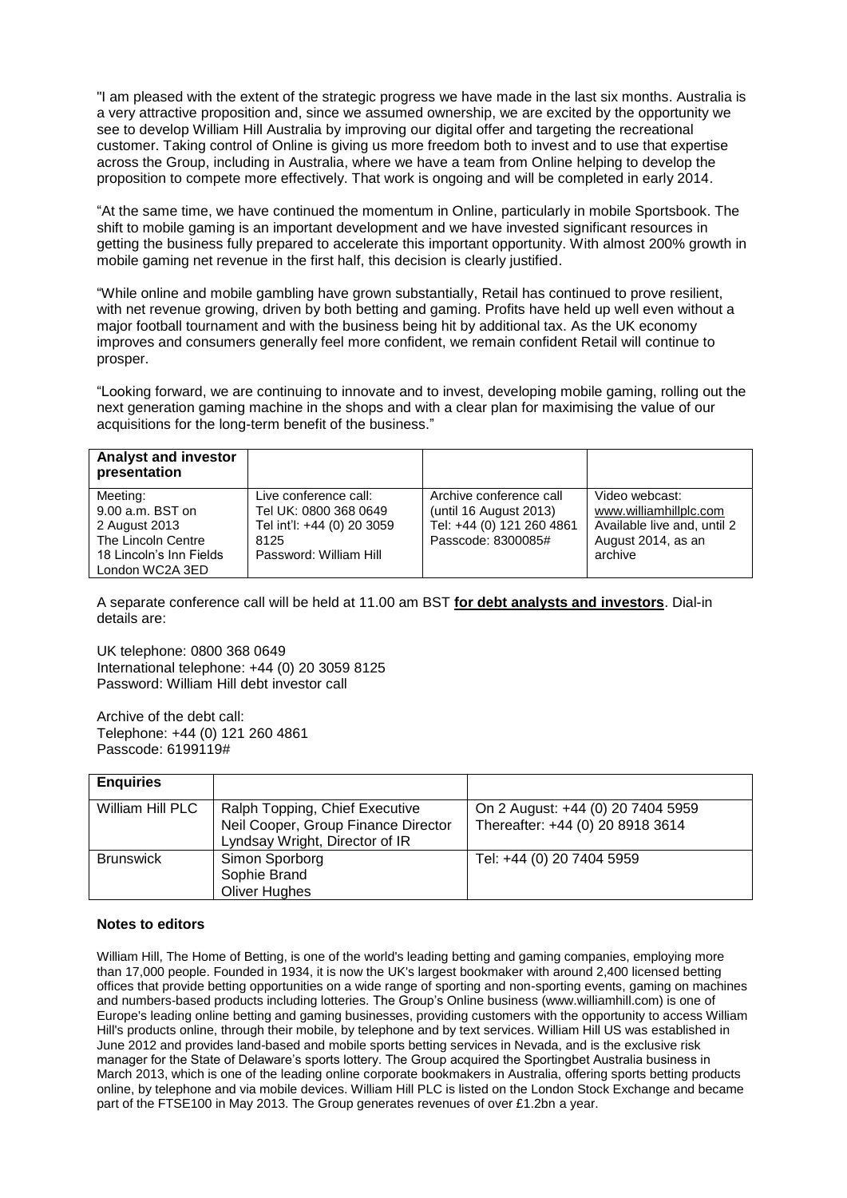"I am pleased with the extent of the strategic progress we have made in the last six months. Australia is a very attractive proposition and, since we assumed ownership, we are excited by the opportunity we see to develop William Hill Australia by improving our digital offer and targeting the recreational customer. Taking control of Online is giving us more freedom both to invest and to use that expertise across the Group, including in Australia, where we have a team from Online helping to develop the proposition to compete more effectively. That work is ongoing and will be completed in early 2014.

"At the same time, we have continued the momentum in Online, particularly in mobile Sportsbook. The shift to mobile gaming is an important development and we have invested significant resources in getting the business fully prepared to accelerate this important opportunity. With almost 200% growth in mobile gaming net revenue in the first half, this decision is clearly justified.

"While online and mobile gambling have grown substantially, Retail has continued to prove resilient, with net revenue growing, driven by both betting and gaming. Profits have held up well even without a major football tournament and with the business being hit by additional tax. As the UK economy improves and consumers generally feel more confident, we remain confident Retail will continue to prosper.

"Looking forward, we are continuing to innovate and to invest, developing mobile gaming, rolling out the next generation gaming machine in the shops and with a clear plan for maximising the value of our acquisitions for the long-term benefit of the business."

| **Analyst and investor presentation** | | | |
|---|---|---|---|
| Meeting:<br>9.00 a.m. BST on 2 August 2013<br>The Lincoln Centre<br>18 Lincoln's Inn Fields<br>London WC2A 3ED | Live conference call:<br>Tel UK: 0800 368 0649<br>Tel int'l: +44 (0) 20 3059 8125<br>Password: William Hill | Archive conference call (until 16 August 2013)<br>Tel: +44 (0) 121 260 4861<br>Passcode: 8300085# | Video webcast:<br>www.williamhillplc.com<br>Available live and, until 2 August 2014, as an archive |

A separate conference call will be held at 11.00 am BST **for debt analysts and investors**. Dial-in details are:

UK telephone: 0800 368 0649
International telephone: +44 (0) 20 3059 8125
Password: William Hill debt investor call

Archive of the debt call:
Telephone: +44 (0) 121 260 4861
Passcode: 6199119#

| **Enquiries** | | |
|---|---|---|
| William Hill PLC | Ralph Topping, Chief Executive<br>Neil Cooper, Group Finance Director<br>Lyndsay Wright, Director of IR | On 2 August: +44 (0) 20 7404 5959<br>Thereafter: +44 (0) 20 8918 3614 |
| Brunswick | Simon Sporborg<br>Sophie Brand<br>Oliver Hughes | Tel: +44 (0) 20 7404 5959 |

**Notes to editors**

William Hill, The Home of Betting, is one of the world's leading betting and gaming companies, employing more than 17,000 people. Founded in 1934, it is now the UK's largest bookmaker with around 2,400 licensed betting offices that provide betting opportunities on a wide range of sporting and non-sporting events, gaming on machines and numbers-based products including lotteries. The Group's Online business (www.williamhill.com) is one of Europe's leading online betting and gaming businesses, providing customers with the opportunity to access William Hill's products online, through their mobile, by telephone and by text services. William Hill US was established in June 2012 and provides land-based and mobile sports betting services in Nevada, and is the exclusive risk manager for the State of Delaware's sports lottery. The Group acquired the Sportingbet Australia business in March 2013, which is one of the leading online corporate bookmakers in Australia, offering sports betting products online, by telephone and via mobile devices. William Hill PLC is listed on the London Stock Exchange and became part of the FTSE100 in May 2013. The Group generates revenues of over £1.2bn a year.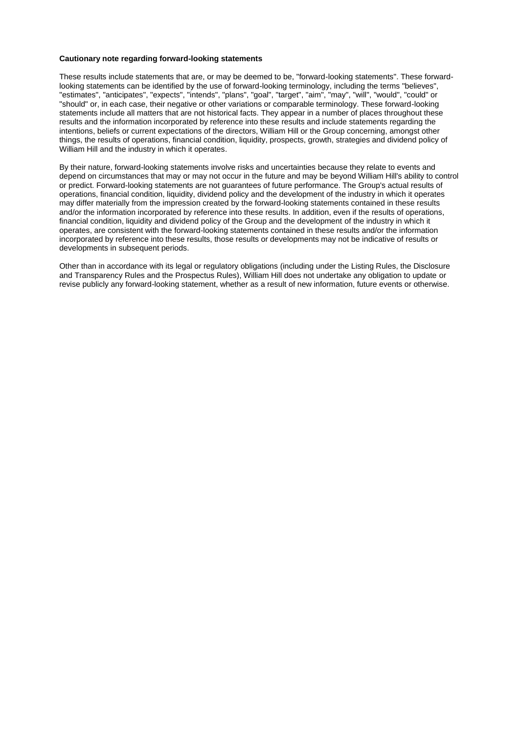**Cautionary note regarding forward-looking statements**

These results include statements that are, or may be deemed to be, "forward-looking statements". These forward-looking statements can be identified by the use of forward-looking terminology, including the terms "believes", "estimates", "anticipates", "expects", "intends", "plans", "goal", "target", "aim", "may", "will", "would", "could" or "should" or, in each case, their negative or other variations or comparable terminology. These forward-looking statements include all matters that are not historical facts. They appear in a number of places throughout these results and the information incorporated by reference into these results and include statements regarding the intentions, beliefs or current expectations of the directors, William Hill or the Group concerning, amongst other things, the results of operations, financial condition, liquidity, prospects, growth, strategies and dividend policy of William Hill and the industry in which it operates.

By their nature, forward-looking statements involve risks and uncertainties because they relate to events and depend on circumstances that may or may not occur in the future and may be beyond William Hill's ability to control or predict. Forward-looking statements are not guarantees of future performance. The Group's actual results of operations, financial condition, liquidity, dividend policy and the development of the industry in which it operates may differ materially from the impression created by the forward-looking statements contained in these results and/or the information incorporated by reference into these results. In addition, even if the results of operations, financial condition, liquidity and dividend policy of the Group and the development of the industry in which it operates, are consistent with the forward-looking statements contained in these results and/or the information incorporated by reference into these results, those results or developments may not be indicative of results or developments in subsequent periods.

Other than in accordance with its legal or regulatory obligations (including under the Listing Rules, the Disclosure and Transparency Rules and the Prospectus Rules), William Hill does not undertake any obligation to update or revise publicly any forward-looking statement, whether as a result of new information, future events or otherwise.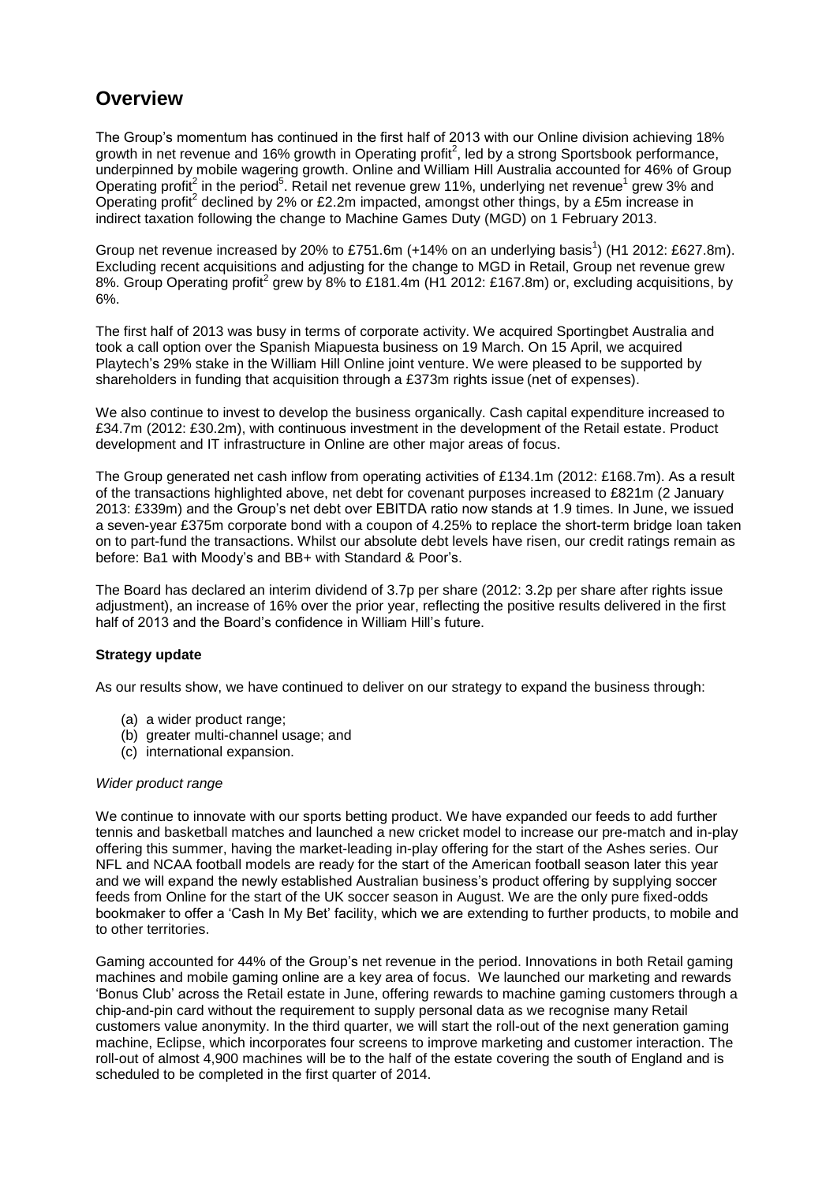## Overview

The Group's momentum has continued in the first half of 2013 with our Online division achieving 18% growth in net revenue and 16% growth in Operating profit[2], led by a strong Sportsbook performance, underpinned by mobile wagering growth. Online and William Hill Australia accounted for 46% of Group Operating profit[2] in the period[5]. Retail net revenue grew 11%, underlying net revenue[1] grew 3% and Operating profit[2] declined by 2% or £2.2m impacted, amongst other things, by a £5m increase in indirect taxation following the change to Machine Games Duty (MGD) on 1 February 2013.

Group net revenue increased by 20% to £751.6m (+14% on an underlying basis[1]) (H1 2012: £627.8m). Excluding recent acquisitions and adjusting for the change to MGD in Retail, Group net revenue grew 8%. Group Operating profit[2] grew by 8% to £181.4m (H1 2012: £167.8m) or, excluding acquisitions, by 6%.

The first half of 2013 was busy in terms of corporate activity. We acquired Sportingbet Australia and took a call option over the Spanish Miapuesta business on 19 March. On 15 April, we acquired Playtech's 29% stake in the William Hill Online joint venture. We were pleased to be supported by shareholders in funding that acquisition through a £373m rights issue (net of expenses).

We also continue to invest to develop the business organically. Cash capital expenditure increased to £34.7m (2012: £30.2m), with continuous investment in the development of the Retail estate. Product development and IT infrastructure in Online are other major areas of focus.

The Group generated net cash inflow from operating activities of £134.1m (2012: £168.7m). As a result of the transactions highlighted above, net debt for covenant purposes increased to £821m (2 January 2013: £339m) and the Group's net debt over EBITDA ratio now stands at 1.9 times. In June, we issued a seven-year £375m corporate bond with a coupon of 4.25% to replace the short-term bridge loan taken on to part-fund the transactions. Whilst our absolute debt levels have risen, our credit ratings remain as before: Ba1 with Moody's and BB+ with Standard & Poor's.

The Board has declared an interim dividend of 3.7p per share (2012: 3.2p per share after rights issue adjustment), an increase of 16% over the prior year, reflecting the positive results delivered in the first half of 2013 and the Board's confidence in William Hill's future.

**Strategy update**

As our results show, we have continued to deliver on our strategy to expand the business through:

(a) a wider product range;
(b) greater multi-channel usage; and
(c) international expansion.

*Wider product range*

We continue to innovate with our sports betting product. We have expanded our feeds to add further tennis and basketball matches and launched a new cricket model to increase our pre-match and in-play offering this summer, having the market-leading in-play offering for the start of the Ashes series. Our NFL and NCAA football models are ready for the start of the American football season later this year and we will expand the newly established Australian business's product offering by supplying soccer feeds from Online for the start of the UK soccer season in August. We are the only pure fixed-odds bookmaker to offer a 'Cash In My Bet' facility, which we are extending to further products, to mobile and to other territories.

Gaming accounted for 44% of the Group's net revenue in the period. Innovations in both Retail gaming machines and mobile gaming online are a key area of focus. We launched our marketing and rewards 'Bonus Club' across the Retail estate in June, offering rewards to machine gaming customers through a chip-and-pin card without the requirement to supply personal data as we recognise many Retail customers value anonymity. In the third quarter, we will start the roll-out of the next generation gaming machine, Eclipse, which incorporates four screens to improve marketing and customer interaction. The roll-out of almost 4,900 machines will be to the half of the estate covering the south of England and is scheduled to be completed in the first quarter of 2014.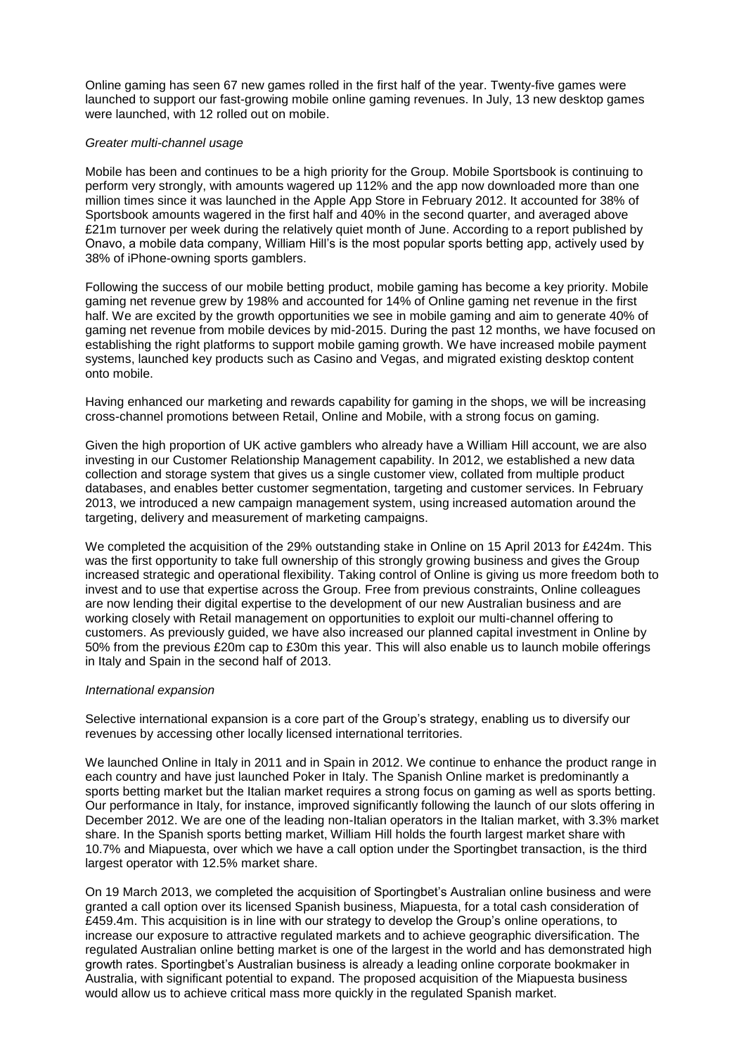Online gaming has seen 67 new games rolled in the first half of the year. Twenty-five games were launched to support our fast-growing mobile online gaming revenues. In July, 13 new desktop games were launched, with 12 rolled out on mobile.

*Greater multi-channel usage*

Mobile has been and continues to be a high priority for the Group. Mobile Sportsbook is continuing to perform very strongly, with amounts wagered up 112% and the app now downloaded more than one million times since it was launched in the Apple App Store in February 2012. It accounted for 38% of Sportsbook amounts wagered in the first half and 40% in the second quarter, and averaged above £21m turnover per week during the relatively quiet month of June. According to a report published by Onavo, a mobile data company, William Hill's is the most popular sports betting app, actively used by 38% of iPhone-owning sports gamblers.

Following the success of our mobile betting product, mobile gaming has become a key priority. Mobile gaming net revenue grew by 198% and accounted for 14% of Online gaming net revenue in the first half. We are excited by the growth opportunities we see in mobile gaming and aim to generate 40% of gaming net revenue from mobile devices by mid-2015. During the past 12 months, we have focused on establishing the right platforms to support mobile gaming growth. We have increased mobile payment systems, launched key products such as Casino and Vegas, and migrated existing desktop content onto mobile.

Having enhanced our marketing and rewards capability for gaming in the shops, we will be increasing cross-channel promotions between Retail, Online and Mobile, with a strong focus on gaming.

Given the high proportion of UK active gamblers who already have a William Hill account, we are also investing in our Customer Relationship Management capability. In 2012, we established a new data collection and storage system that gives us a single customer view, collated from multiple product databases, and enables better customer segmentation, targeting and customer services. In February 2013, we introduced a new campaign management system, using increased automation around the targeting, delivery and measurement of marketing campaigns.

We completed the acquisition of the 29% outstanding stake in Online on 15 April 2013 for £424m. This was the first opportunity to take full ownership of this strongly growing business and gives the Group increased strategic and operational flexibility. Taking control of Online is giving us more freedom both to invest and to use that expertise across the Group. Free from previous constraints, Online colleagues are now lending their digital expertise to the development of our new Australian business and are working closely with Retail management on opportunities to exploit our multi-channel offering to customers. As previously guided, we have also increased our planned capital investment in Online by 50% from the previous £20m cap to £30m this year. This will also enable us to launch mobile offerings in Italy and Spain in the second half of 2013.

*International expansion*

Selective international expansion is a core part of the Group's strategy, enabling us to diversify our revenues by accessing other locally licensed international territories.

We launched Online in Italy in 2011 and in Spain in 2012. We continue to enhance the product range in each country and have just launched Poker in Italy. The Spanish Online market is predominantly a sports betting market but the Italian market requires a strong focus on gaming as well as sports betting. Our performance in Italy, for instance, improved significantly following the launch of our slots offering in December 2012. We are one of the leading non-Italian operators in the Italian market, with 3.3% market share. In the Spanish sports betting market, William Hill holds the fourth largest market share with 10.7% and Miapuesta, over which we have a call option under the Sportingbet transaction, is the third largest operator with 12.5% market share.

On 19 March 2013, we completed the acquisition of Sportingbet's Australian online business and were granted a call option over its licensed Spanish business, Miapuesta, for a total cash consideration of £459.4m. This acquisition is in line with our strategy to develop the Group's online operations, to increase our exposure to attractive regulated markets and to achieve geographic diversification. The regulated Australian online betting market is one of the largest in the world and has demonstrated high growth rates. Sportingbet's Australian business is already a leading online corporate bookmaker in Australia, with significant potential to expand. The proposed acquisition of the Miapuesta business would allow us to achieve critical mass more quickly in the regulated Spanish market.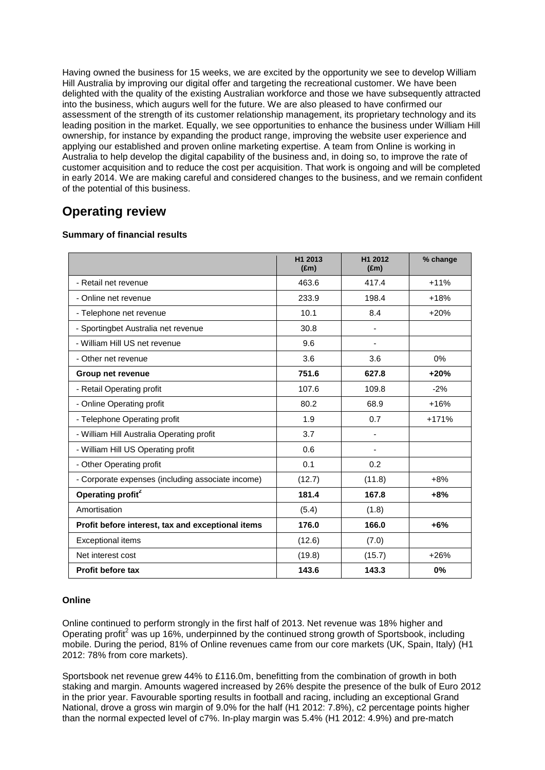Having owned the business for 15 weeks, we are excited by the opportunity we see to develop William Hill Australia by improving our digital offer and targeting the recreational customer. We have been delighted with the quality of the existing Australian workforce and those we have subsequently attracted into the business, which augurs well for the future. We are also pleased to have confirmed our assessment of the strength of its customer relationship management, its proprietary technology and its leading position in the market. Equally, we see opportunities to enhance the business under William Hill ownership, for instance by expanding the product range, improving the website user experience and applying our established and proven online marketing expertise. A team from Online is working in Australia to help develop the digital capability of the business and, in doing so, to improve the rate of customer acquisition and to reduce the cost per acquisition. That work is ongoing and will be completed in early 2014. We are making careful and considered changes to the business, and we remain confident of the potential of this business.

## Operating review

**Summary of financial results**

| | H1 2013 (£m) | H1 2012 (£m) | % change |
|---|---|---|---|
| - Retail net revenue | 463.6 | 417.4 | +11% |
| - Online net revenue | 233.9 | 198.4 | +18% |
| - Telephone net revenue | 10.1 | 8.4 | +20% |
| - Sportingbet Australia net revenue | 30.8 | - | |
| - William Hill US net revenue | 9.6 | - | |
| - Other net revenue | 3.6 | 3.6 | 0% |
| **Group net revenue** | **751.6** | **627.8** | **+20%** |
| - Retail Operating profit | 107.6 | 109.8 | -2% |
| - Online Operating profit | 80.2 | 68.9 | +16% |
| - Telephone Operating profit | 1.9 | 0.7 | +171% |
| - William Hill Australia Operating profit | 3.7 | - | |
| - William Hill US Operating profit | 0.6 | - | |
| - Other Operating profit | 0.1 | 0.2 | |
| - Corporate expenses (including associate income) | (12.7) | (11.8) | +8% |
| **Operating profit[2]** | **181.4** | **167.8** | **+8%** |
| Amortisation | (5.4) | (1.8) | |
| **Profit before interest, tax and exceptional items** | **176.0** | **166.0** | **+6%** |
| Exceptional items | (12.6) | (7.0) | |
| Net interest cost | (19.8) | (15.7) | +26% |
| **Profit before tax** | **143.6** | **143.3** | **0%** |

**Online**

Online continued to perform strongly in the first half of 2013. Net revenue was 18% higher and Operating profit[2] was up 16%, underpinned by the continued strong growth of Sportsbook, including mobile. During the period, 81% of Online revenues came from our core markets (UK, Spain, Italy) (H1 2012: 78% from core markets).

Sportsbook net revenue grew 44% to £116.0m, benefitting from the combination of growth in both staking and margin. Amounts wagered increased by 26% despite the presence of the bulk of Euro 2012 in the prior year. Favourable sporting results in football and racing, including an exceptional Grand National, drove a gross win margin of 9.0% for the half (H1 2012: 7.8%), c2 percentage points higher than the normal expected level of c7%. In-play margin was 5.4% (H1 2012: 4.9%) and pre-match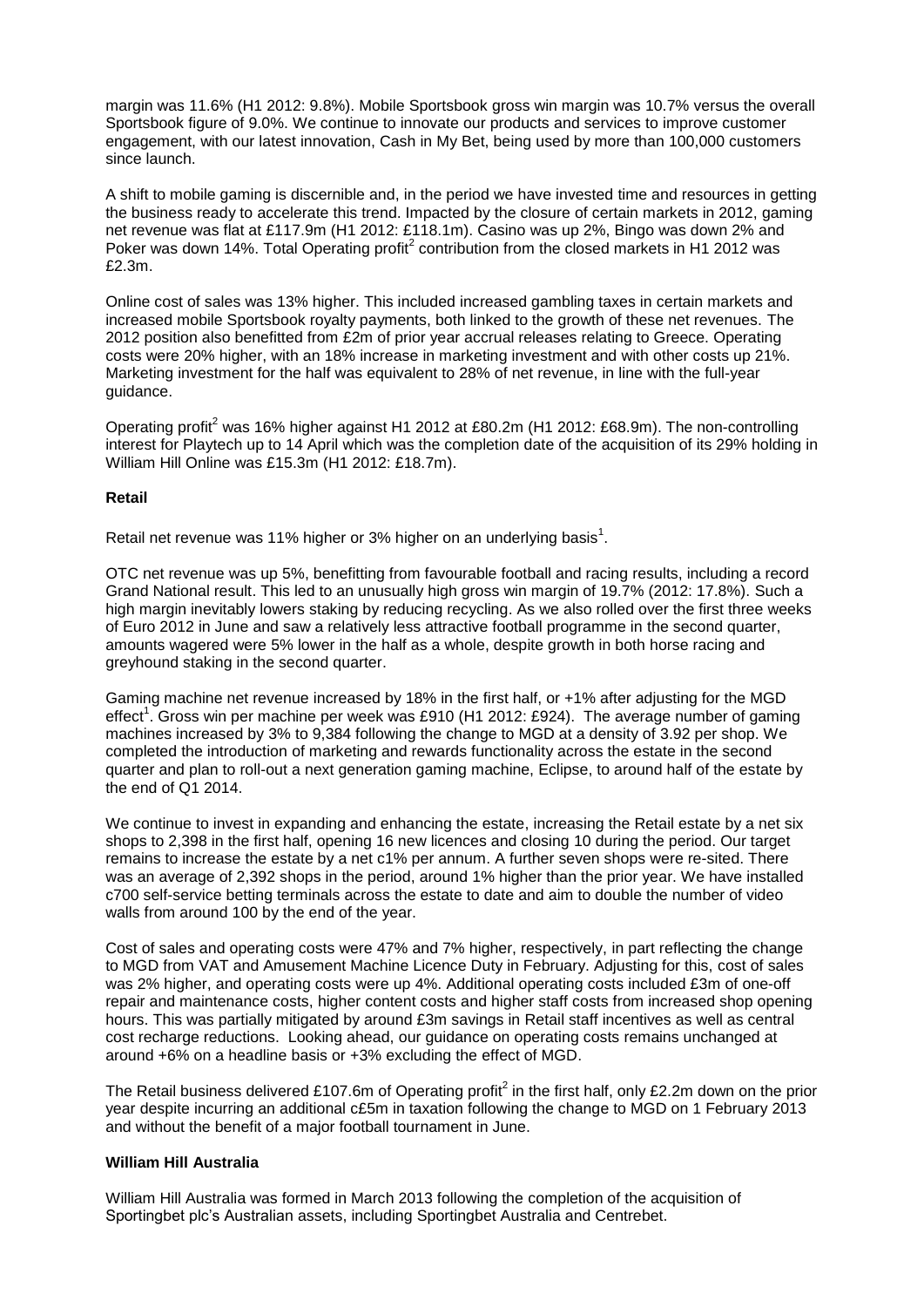margin was 11.6% (H1 2012: 9.8%). Mobile Sportsbook gross win margin was 10.7% versus the overall Sportsbook figure of 9.0%. We continue to innovate our products and services to improve customer engagement, with our latest innovation, Cash in My Bet, being used by more than 100,000 customers since launch.

A shift to mobile gaming is discernible and, in the period we have invested time and resources in getting the business ready to accelerate this trend. Impacted by the closure of certain markets in 2012, gaming net revenue was flat at £117.9m (H1 2012: £118.1m). Casino was up 2%, Bingo was down 2% and Poker was down 14%. Total Operating profit[2] contribution from the closed markets in H1 2012 was £2.3m.

Online cost of sales was 13% higher. This included increased gambling taxes in certain markets and increased mobile Sportsbook royalty payments, both linked to the growth of these net revenues. The 2012 position also benefitted from £2m of prior year accrual releases relating to Greece. Operating costs were 20% higher, with an 18% increase in marketing investment and with other costs up 21%. Marketing investment for the half was equivalent to 28% of net revenue, in line with the full-year guidance.

Operating profit[2] was 16% higher against H1 2012 at £80.2m (H1 2012: £68.9m). The non-controlling interest for Playtech up to 14 April which was the completion date of the acquisition of its 29% holding in William Hill Online was £15.3m (H1 2012: £18.7m).

### Retail

Retail net revenue was 11% higher or 3% higher on an underlying basis[1].

OTC net revenue was up 5%, benefitting from favourable football and racing results, including a record Grand National result. This led to an unusually high gross win margin of 19.7% (2012: 17.8%). Such a high margin inevitably lowers staking by reducing recycling. As we also rolled over the first three weeks of Euro 2012 in June and saw a relatively less attractive football programme in the second quarter, amounts wagered were 5% lower in the half as a whole, despite growth in both horse racing and greyhound staking in the second quarter.

Gaming machine net revenue increased by 18% in the first half, or +1% after adjusting for the MGD effect[1]. Gross win per machine per week was £910 (H1 2012: £924). The average number of gaming machines increased by 3% to 9,384 following the change to MGD at a density of 3.92 per shop. We completed the introduction of marketing and rewards functionality across the estate in the second quarter and plan to roll-out a next generation gaming machine, Eclipse, to around half of the estate by the end of Q1 2014.

We continue to invest in expanding and enhancing the estate, increasing the Retail estate by a net six shops to 2,398 in the first half, opening 16 new licences and closing 10 during the period. Our target remains to increase the estate by a net c1% per annum. A further seven shops were re-sited. There was an average of 2,392 shops in the period, around 1% higher than the prior year. We have installed c700 self-service betting terminals across the estate to date and aim to double the number of video walls from around 100 by the end of the year.

Cost of sales and operating costs were 47% and 7% higher, respectively, in part reflecting the change to MGD from VAT and Amusement Machine Licence Duty in February. Adjusting for this, cost of sales was 2% higher, and operating costs were up 4%. Additional operating costs included £3m of one-off repair and maintenance costs, higher content costs and higher staff costs from increased shop opening hours. This was partially mitigated by around £3m savings in Retail staff incentives as well as central cost recharge reductions. Looking ahead, our guidance on operating costs remains unchanged at around +6% on a headline basis or +3% excluding the effect of MGD.

The Retail business delivered £107.6m of Operating profit[2] in the first half, only £2.2m down on the prior year despite incurring an additional c£5m in taxation following the change to MGD on 1 February 2013 and without the benefit of a major football tournament in June.

### William Hill Australia

William Hill Australia was formed in March 2013 following the completion of the acquisition of Sportingbet plc's Australian assets, including Sportingbet Australia and Centrebet.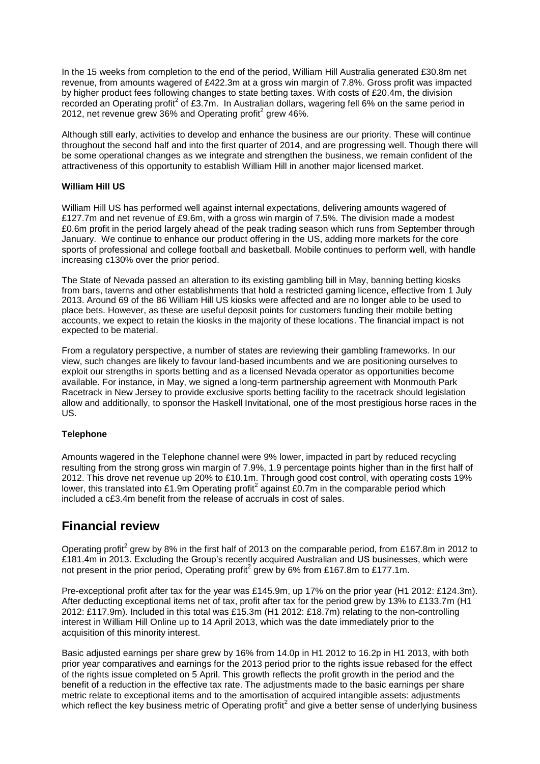In the 15 weeks from completion to the end of the period, William Hill Australia generated £30.8m net revenue, from amounts wagered of £422.3m at a gross win margin of 7.8%. Gross profit was impacted by higher product fees following changes to state betting taxes. With costs of £20.4m, the division recorded an Operating profit[2] of £3.7m. In Australian dollars, wagering fell 6% on the same period in 2012, net revenue grew 36% and Operating profit[2] grew 46%.

Although still early, activities to develop and enhance the business are our priority. These will continue throughout the second half and into the first quarter of 2014, and are progressing well. Though there will be some operational changes as we integrate and strengthen the business, we remain confident of the attractiveness of this opportunity to establish William Hill in another major licensed market.

**William Hill US**

William Hill US has performed well against internal expectations, delivering amounts wagered of £127.7m and net revenue of £9.6m, with a gross win margin of 7.5%. The division made a modest £0.6m profit in the period largely ahead of the peak trading season which runs from September through January. We continue to enhance our product offering in the US, adding more markets for the core sports of professional and college football and basketball. Mobile continues to perform well, with handle increasing c130% over the prior period.

The State of Nevada passed an alteration to its existing gambling bill in May, banning betting kiosks from bars, taverns and other establishments that hold a restricted gaming licence, effective from 1 July 2013. Around 69 of the 86 William Hill US kiosks were affected and are no longer able to be used to place bets. However, as these are useful deposit points for customers funding their mobile betting accounts, we expect to retain the kiosks in the majority of these locations. The financial impact is not expected to be material.

From a regulatory perspective, a number of states are reviewing their gambling frameworks. In our view, such changes are likely to favour land-based incumbents and we are positioning ourselves to exploit our strengths in sports betting and as a licensed Nevada operator as opportunities become available. For instance, in May, we signed a long-term partnership agreement with Monmouth Park Racetrack in New Jersey to provide exclusive sports betting facility to the racetrack should legislation allow and additionally, to sponsor the Haskell Invitational, one of the most prestigious horse races in the US.

**Telephone**

Amounts wagered in the Telephone channel were 9% lower, impacted in part by reduced recycling resulting from the strong gross win margin of 7.9%, 1.9 percentage points higher than in the first half of 2012. This drove net revenue up 20% to £10.1m. Through good cost control, with operating costs 19% lower, this translated into £1.9m Operating profit[2] against £0.7m in the comparable period which included a c£3.4m benefit from the release of accruals in cost of sales.

## Financial review

Operating profit[2] grew by 8% in the first half of 2013 on the comparable period, from £167.8m in 2012 to £181.4m in 2013. Excluding the Group's recently acquired Australian and US businesses, which were not present in the prior period, Operating profit[2] grew by 6% from £167.8m to £177.1m.

Pre-exceptional profit after tax for the year was £145.9m, up 17% on the prior year (H1 2012: £124.3m). After deducting exceptional items net of tax, profit after tax for the period grew by 13% to £133.7m (H1 2012: £117.9m). Included in this total was £15.3m (H1 2012: £18.7m) relating to the non-controlling interest in William Hill Online up to 14 April 2013, which was the date immediately prior to the acquisition of this minority interest.

Basic adjusted earnings per share grew by 16% from 14.0p in H1 2012 to 16.2p in H1 2013, with both prior year comparatives and earnings for the 2013 period prior to the rights issue rebased for the effect of the rights issue completed on 5 April. This growth reflects the profit growth in the period and the benefit of a reduction in the effective tax rate. The adjustments made to the basic earnings per share metric relate to exceptional items and to the amortisation of acquired intangible assets: adjustments which reflect the key business metric of Operating profit[2] and give a better sense of underlying business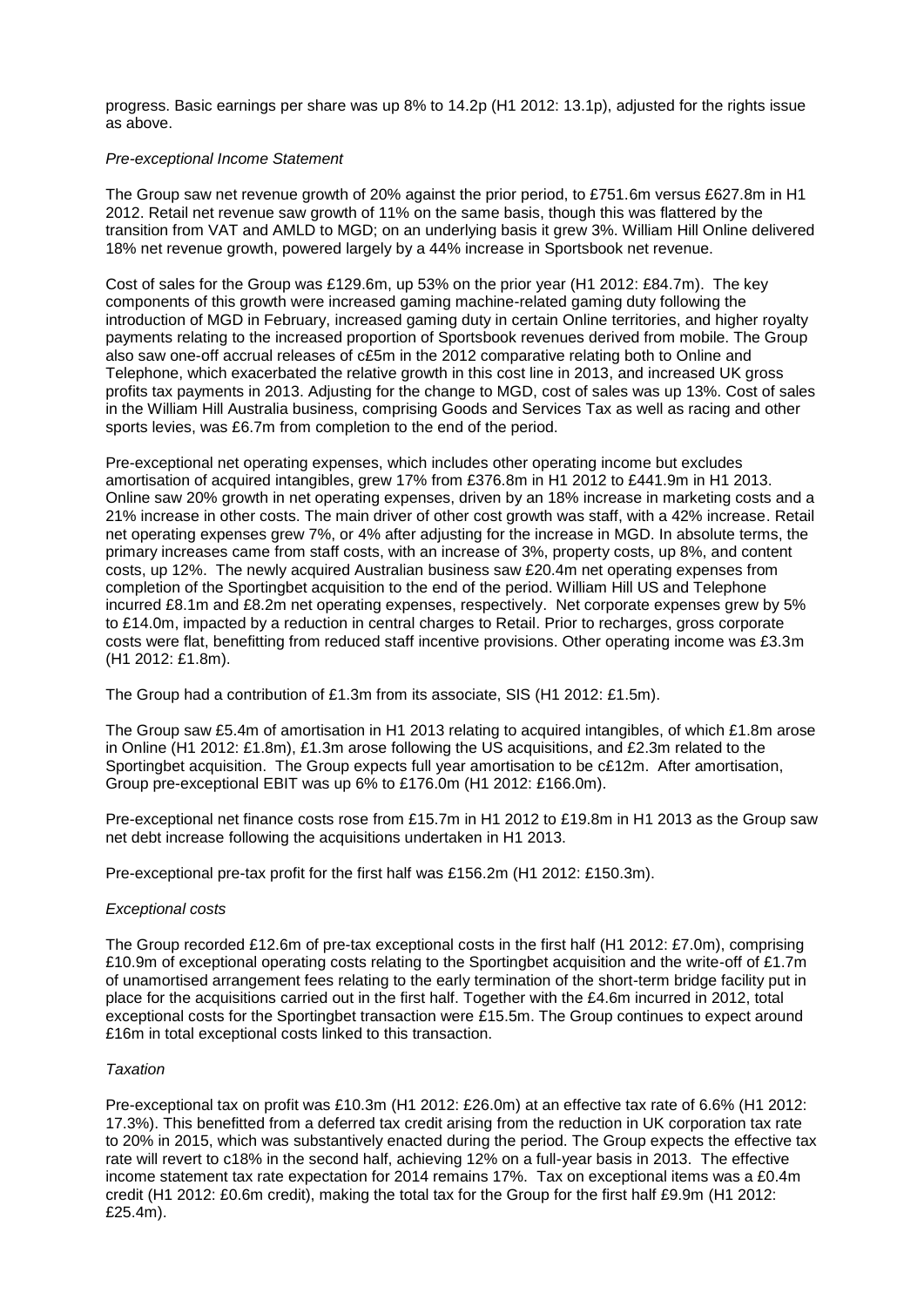progress. Basic earnings per share was up 8% to 14.2p (H1 2012: 13.1p), adjusted for the rights issue as above.

*Pre-exceptional Income Statement*

The Group saw net revenue growth of 20% against the prior period, to £751.6m versus £627.8m in H1 2012. Retail net revenue saw growth of 11% on the same basis, though this was flattered by the transition from VAT and AMLD to MGD; on an underlying basis it grew 3%. William Hill Online delivered 18% net revenue growth, powered largely by a 44% increase in Sportsbook net revenue.

Cost of sales for the Group was £129.6m, up 53% on the prior year (H1 2012: £84.7m). The key components of this growth were increased gaming machine-related gaming duty following the introduction of MGD in February, increased gaming duty in certain Online territories, and higher royalty payments relating to the increased proportion of Sportsbook revenues derived from mobile. The Group also saw one-off accrual releases of c£5m in the 2012 comparative relating both to Online and Telephone, which exacerbated the relative growth in this cost line in 2013, and increased UK gross profits tax payments in 2013. Adjusting for the change to MGD, cost of sales was up 13%. Cost of sales in the William Hill Australia business, comprising Goods and Services Tax as well as racing and other sports levies, was £6.7m from completion to the end of the period.

Pre-exceptional net operating expenses, which includes other operating income but excludes amortisation of acquired intangibles, grew 17% from £376.8m in H1 2012 to £441.9m in H1 2013. Online saw 20% growth in net operating expenses, driven by an 18% increase in marketing costs and a 21% increase in other costs. The main driver of other cost growth was staff, with a 42% increase. Retail net operating expenses grew 7%, or 4% after adjusting for the increase in MGD. In absolute terms, the primary increases came from staff costs, with an increase of 3%, property costs, up 8%, and content costs, up 12%. The newly acquired Australian business saw £20.4m net operating expenses from completion of the Sportingbet acquisition to the end of the period. William Hill US and Telephone incurred £8.1m and £8.2m net operating expenses, respectively. Net corporate expenses grew by 5% to £14.0m, impacted by a reduction in central charges to Retail. Prior to recharges, gross corporate costs were flat, benefitting from reduced staff incentive provisions. Other operating income was £3.3m (H1 2012: £1.8m).

The Group had a contribution of £1.3m from its associate, SIS (H1 2012: £1.5m).

The Group saw £5.4m of amortisation in H1 2013 relating to acquired intangibles, of which £1.8m arose in Online (H1 2012: £1.8m), £1.3m arose following the US acquisitions, and £2.3m related to the Sportingbet acquisition. The Group expects full year amortisation to be c£12m. After amortisation, Group pre-exceptional EBIT was up 6% to £176.0m (H1 2012: £166.0m).

Pre-exceptional net finance costs rose from £15.7m in H1 2012 to £19.8m in H1 2013 as the Group saw net debt increase following the acquisitions undertaken in H1 2013.

Pre-exceptional pre-tax profit for the first half was £156.2m (H1 2012: £150.3m).

*Exceptional costs*

The Group recorded £12.6m of pre-tax exceptional costs in the first half (H1 2012: £7.0m), comprising £10.9m of exceptional operating costs relating to the Sportingbet acquisition and the write-off of £1.7m of unamortised arrangement fees relating to the early termination of the short-term bridge facility put in place for the acquisitions carried out in the first half. Together with the £4.6m incurred in 2012, total exceptional costs for the Sportingbet transaction were £15.5m. The Group continues to expect around £16m in total exceptional costs linked to this transaction.

*Taxation*

Pre-exceptional tax on profit was £10.3m (H1 2012: £26.0m) at an effective tax rate of 6.6% (H1 2012: 17.3%). This benefitted from a deferred tax credit arising from the reduction in UK corporation tax rate to 20% in 2015, which was substantively enacted during the period. The Group expects the effective tax rate will revert to c18% in the second half, achieving 12% on a full-year basis in 2013. The effective income statement tax rate expectation for 2014 remains 17%. Tax on exceptional items was a £0.4m credit (H1 2012: £0.6m credit), making the total tax for the Group for the first half £9.9m (H1 2012: £25.4m).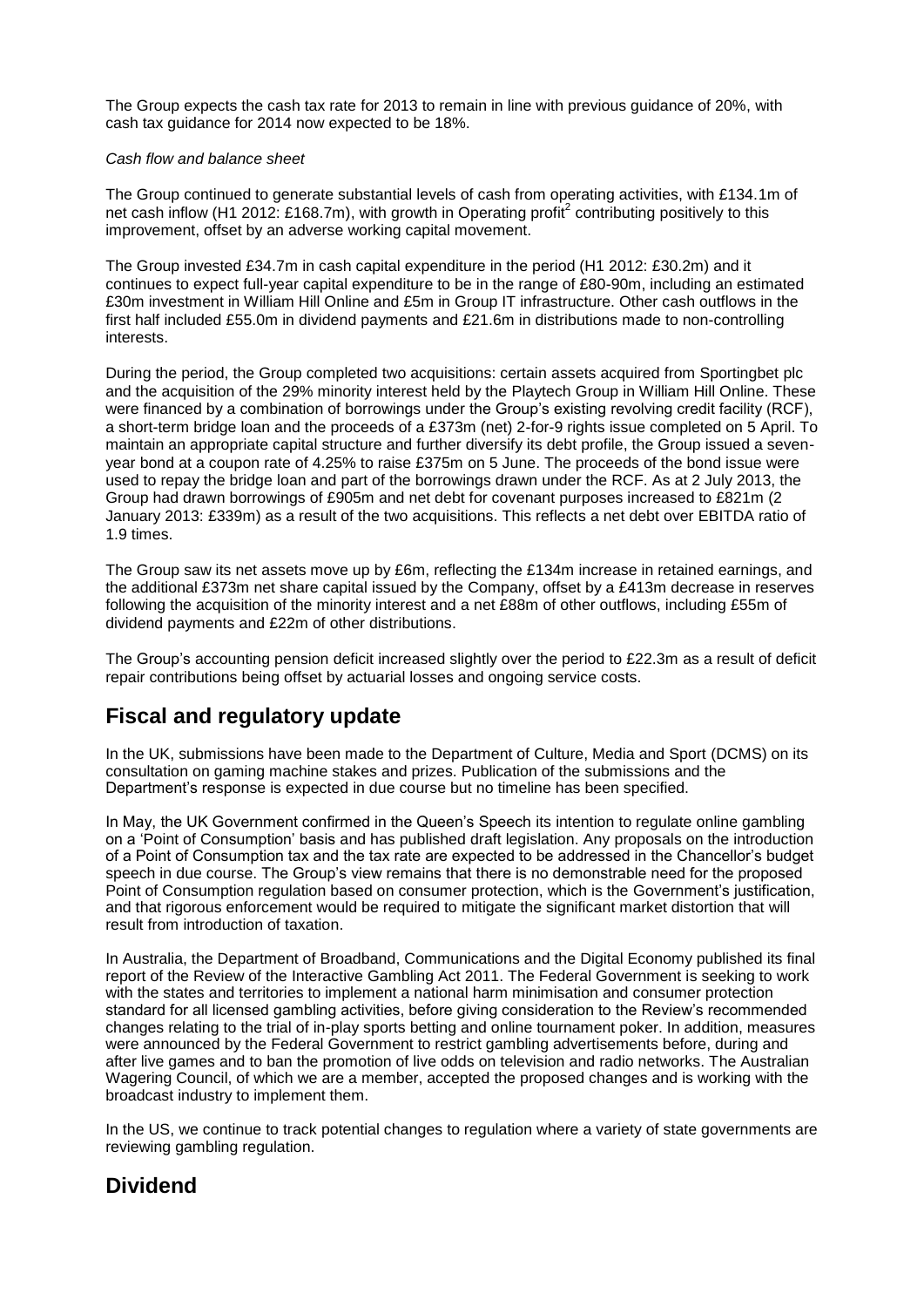The Group expects the cash tax rate for 2013 to remain in line with previous guidance of 20%, with cash tax guidance for 2014 now expected to be 18%.

*Cash flow and balance sheet*

The Group continued to generate substantial levels of cash from operating activities, with £134.1m of net cash inflow (H1 2012: £168.7m), with growth in Operating profit[2] contributing positively to this improvement, offset by an adverse working capital movement.

The Group invested £34.7m in cash capital expenditure in the period (H1 2012: £30.2m) and it continues to expect full-year capital expenditure to be in the range of £80-90m, including an estimated £30m investment in William Hill Online and £5m in Group IT infrastructure. Other cash outflows in the first half included £55.0m in dividend payments and £21.6m in distributions made to non-controlling interests.

During the period, the Group completed two acquisitions: certain assets acquired from Sportingbet plc and the acquisition of the 29% minority interest held by the Playtech Group in William Hill Online. These were financed by a combination of borrowings under the Group's existing revolving credit facility (RCF), a short-term bridge loan and the proceeds of a £373m (net) 2-for-9 rights issue completed on 5 April. To maintain an appropriate capital structure and further diversify its debt profile, the Group issued a seven-year bond at a coupon rate of 4.25% to raise £375m on 5 June. The proceeds of the bond issue were used to repay the bridge loan and part of the borrowings drawn under the RCF. As at 2 July 2013, the Group had drawn borrowings of £905m and net debt for covenant purposes increased to £821m (2 January 2013: £339m) as a result of the two acquisitions. This reflects a net debt over EBITDA ratio of 1.9 times.

The Group saw its net assets move up by £6m, reflecting the £134m increase in retained earnings, and the additional £373m net share capital issued by the Company, offset by a £413m decrease in reserves following the acquisition of the minority interest and a net £88m of other outflows, including £55m of dividend payments and £22m of other distributions.

The Group's accounting pension deficit increased slightly over the period to £22.3m as a result of deficit repair contributions being offset by actuarial losses and ongoing service costs.

## Fiscal and regulatory update

In the UK, submissions have been made to the Department of Culture, Media and Sport (DCMS) on its consultation on gaming machine stakes and prizes. Publication of the submissions and the Department's response is expected in due course but no timeline has been specified.

In May, the UK Government confirmed in the Queen's Speech its intention to regulate online gambling on a 'Point of Consumption' basis and has published draft legislation. Any proposals on the introduction of a Point of Consumption tax and the tax rate are expected to be addressed in the Chancellor's budget speech in due course. The Group's view remains that there is no demonstrable need for the proposed Point of Consumption regulation based on consumer protection, which is the Government's justification, and that rigorous enforcement would be required to mitigate the significant market distortion that will result from introduction of taxation.

In Australia, the Department of Broadband, Communications and the Digital Economy published its final report of the Review of the Interactive Gambling Act 2011. The Federal Government is seeking to work with the states and territories to implement a national harm minimisation and consumer protection standard for all licensed gambling activities, before giving consideration to the Review's recommended changes relating to the trial of in-play sports betting and online tournament poker. In addition, measures were announced by the Federal Government to restrict gambling advertisements before, during and after live games and to ban the promotion of live odds on television and radio networks. The Australian Wagering Council, of which we are a member, accepted the proposed changes and is working with the broadcast industry to implement them.

In the US, we continue to track potential changes to regulation where a variety of state governments are reviewing gambling regulation.

## Dividend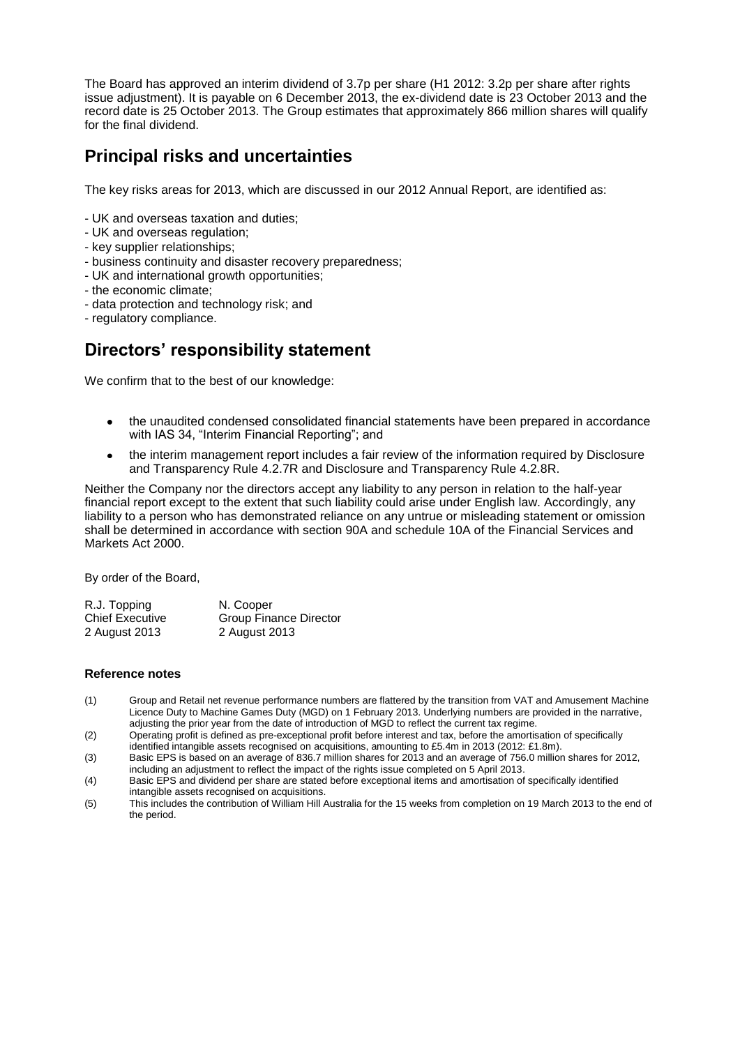The Board has approved an interim dividend of 3.7p per share (H1 2012: 3.2p per share after rights issue adjustment). It is payable on 6 December 2013, the ex-dividend date is 23 October 2013 and the record date is 25 October 2013. The Group estimates that approximately 866 million shares will qualify for the final dividend.

## Principal risks and uncertainties

The key risks areas for 2013, which are discussed in our 2012 Annual Report, are identified as:

- UK and overseas taxation and duties;
- UK and overseas regulation;
- key supplier relationships;
- business continuity and disaster recovery preparedness;
- UK and international growth opportunities;
- the economic climate;
- data protection and technology risk; and
- regulatory compliance.

## Directors' responsibility statement

We confirm that to the best of our knowledge:

- the unaudited condensed consolidated financial statements have been prepared in accordance with IAS 34, "Interim Financial Reporting"; and
- the interim management report includes a fair review of the information required by Disclosure and Transparency Rule 4.2.7R and Disclosure and Transparency Rule 4.2.8R.

Neither the Company nor the directors accept any liability to any person in relation to the half-year financial report except to the extent that such liability could arise under English law. Accordingly, any liability to a person who has demonstrated reliance on any untrue or misleading statement or omission shall be determined in accordance with section 90A and schedule 10A of the Financial Services and Markets Act 2000.

By order of the Board,

| R.J. Topping | N. Cooper |
|---|---|
| Chief Executive | Group Finance Director |
| 2 August 2013 | 2 August 2013 |

### Reference notes

(1) Group and Retail net revenue performance numbers are flattered by the transition from VAT and Amusement Machine Licence Duty to Machine Games Duty (MGD) on 1 February 2013. Underlying numbers are provided in the narrative, adjusting the prior year from the date of introduction of MGD to reflect the current tax regime.

(2) Operating profit is defined as pre-exceptional profit before interest and tax, before the amortisation of specifically identified intangible assets recognised on acquisitions, amounting to £5.4m in 2013 (2012: £1.8m).

(3) Basic EPS is based on an average of 836.7 million shares for 2013 and an average of 756.0 million shares for 2012, including an adjustment to reflect the impact of the rights issue completed on 5 April 2013.

(4) Basic EPS and dividend per share are stated before exceptional items and amortisation of specifically identified intangible assets recognised on acquisitions.

(5) This includes the contribution of William Hill Australia for the 15 weeks from completion on 19 March 2013 to the end of the period.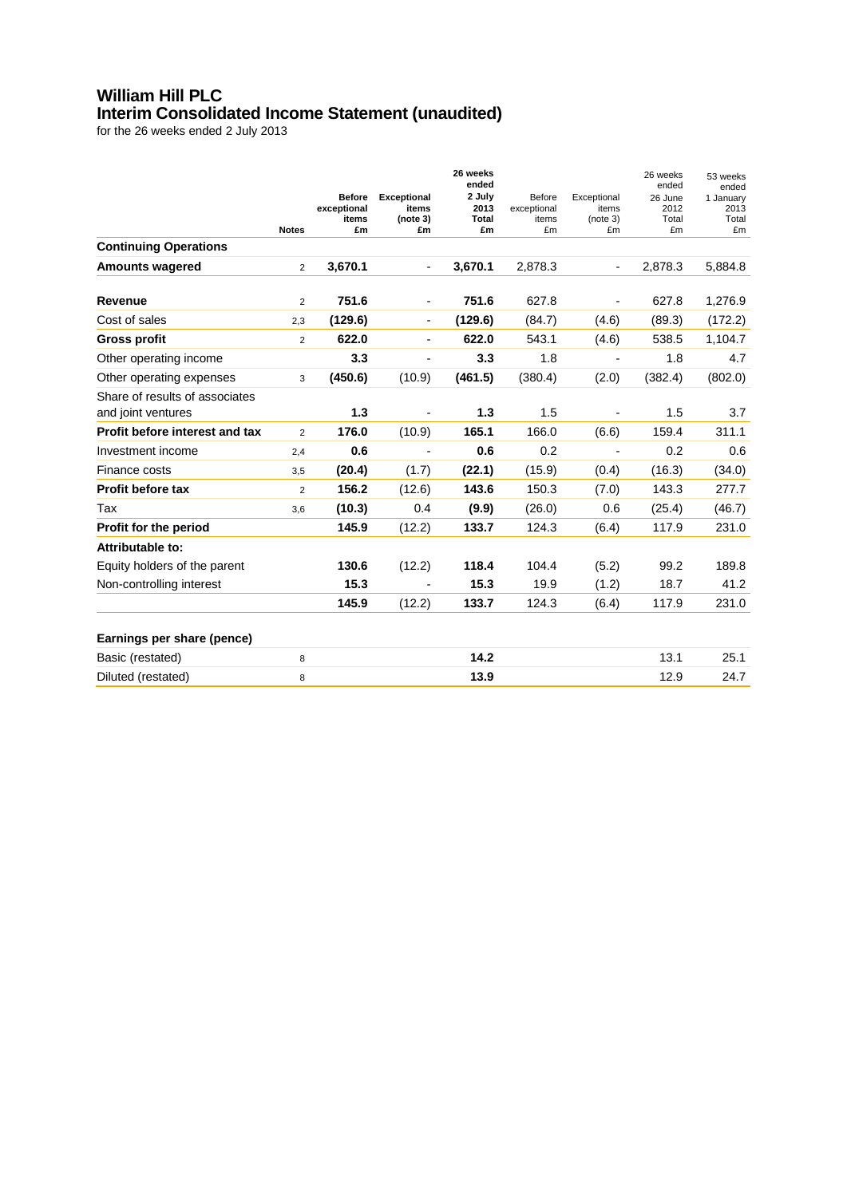# William Hill PLC
## Interim Consolidated Income Statement (unaudited)
for the 26 weeks ended 2 July 2013

| | Notes | **Before exceptional items £m** | **Exceptional items (note 3) £m** | **26 weeks ended 2 July 2013 Total £m** | Before exceptional items £m | Exceptional items (note 3) £m | 26 weeks ended 26 June 2012 Total £m | 53 weeks ended 1 January 2013 Total £m |
|---|---|---|---|---|---|---|---|---|
| **Continuing Operations** | | | | | | | | |
| **Amounts wagered** | 2 | **3,670.1** | - | **3,670.1** | 2,878.3 | - | 2,878.3 | 5,884.8 |
| **Revenue** | 2 | **751.6** | - | **751.6** | 627.8 | - | 627.8 | 1,276.9 |
| Cost of sales | 2,3 | **(129.6)** | - | **(129.6)** | (84.7) | (4.6) | (89.3) | (172.2) |
| **Gross profit** | 2 | **622.0** | - | **622.0** | 543.1 | (4.6) | 538.5 | 1,104.7 |
| Other operating income | | **3.3** | - | **3.3** | 1.8 | - | 1.8 | 4.7 |
| Other operating expenses | 3 | **(450.6)** | (10.9) | **(461.5)** | (380.4) | (2.0) | (382.4) | (802.0) |
| Share of results of associates and joint ventures | | **1.3** | - | **1.3** | 1.5 | - | 1.5 | 3.7 |
| **Profit before interest and tax** | 2 | **176.0** | (10.9) | **165.1** | 166.0 | (6.6) | 159.4 | 311.1 |
| Investment income | 2,4 | **0.6** | - | **0.6** | 0.2 | - | 0.2 | 0.6 |
| Finance costs | 3,5 | **(20.4)** | (1.7) | **(22.1)** | (15.9) | (0.4) | (16.3) | (34.0) |
| **Profit before tax** | 2 | **156.2** | (12.6) | **143.6** | 150.3 | (7.0) | 143.3 | 277.7 |
| Tax | 3,6 | **(10.3)** | 0.4 | **(9.9)** | (26.0) | 0.6 | (25.4) | (46.7) |
| **Profit for the period** | | **145.9** | (12.2) | **133.7** | 124.3 | (6.4) | 117.9 | 231.0 |
| **Attributable to:** | | | | | | | | |
| Equity holders of the parent | | **130.6** | (12.2) | **118.4** | 104.4 | (5.2) | 99.2 | 189.8 |
| Non-controlling interest | | **15.3** | - | **15.3** | 19.9 | (1.2) | 18.7 | 41.2 |
| | | **145.9** | (12.2) | **133.7** | 124.3 | (6.4) | 117.9 | 231.0 |
| **Earnings per share (pence)** | | | | | | | | |
| Basic (restated) | 8 | | | **14.2** | | | 13.1 | 25.1 |
| Diluted (restated) | 8 | | | **13.9** | | | 12.9 | 24.7 |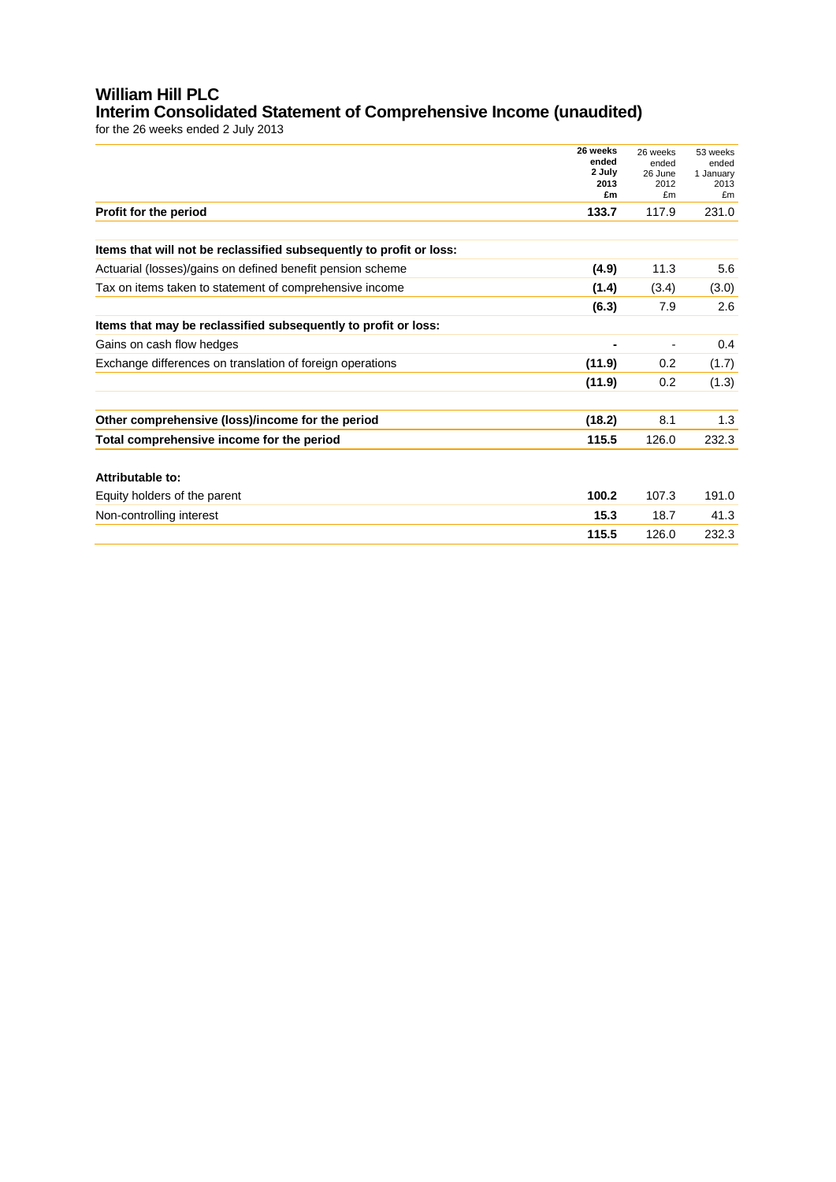# William Hill PLC

## Interim Consolidated Statement of Comprehensive Income (unaudited)

for the 26 weeks ended 2 July 2013

| | **26 weeks ended 2 July 2013 £m** | 26 weeks ended 26 June 2012 £m | 53 weeks ended 1 January 2013 £m |
|---|---|---|---|
| **Profit for the period** | **133.7** | 117.9 | 231.0 |
| | | | |
| **Items that will not be reclassified subsequently to profit or loss:** | | | |
| Actuarial (losses)/gains on defined benefit pension scheme | **(4.9)** | 11.3 | 5.6 |
| Tax on items taken to statement of comprehensive income | **(1.4)** | (3.4) | (3.0) |
| | **(6.3)** | 7.9 | 2.6 |
| **Items that may be reclassified subsequently to profit or loss:** | | | |
| Gains on cash flow hedges | **-** | - | 0.4 |
| Exchange differences on translation of foreign operations | **(11.9)** | 0.2 | (1.7) |
| | **(11.9)** | 0.2 | (1.3) |
| | | | |
| **Other comprehensive (loss)/income for the period** | **(18.2)** | 8.1 | 1.3 |
| **Total comprehensive income for the period** | **115.5** | 126.0 | 232.3 |
| | | | |
| **Attributable to:** | | | |
| Equity holders of the parent | **100.2** | 107.3 | 191.0 |
| Non-controlling interest | **15.3** | 18.7 | 41.3 |
| | **115.5** | 126.0 | 232.3 |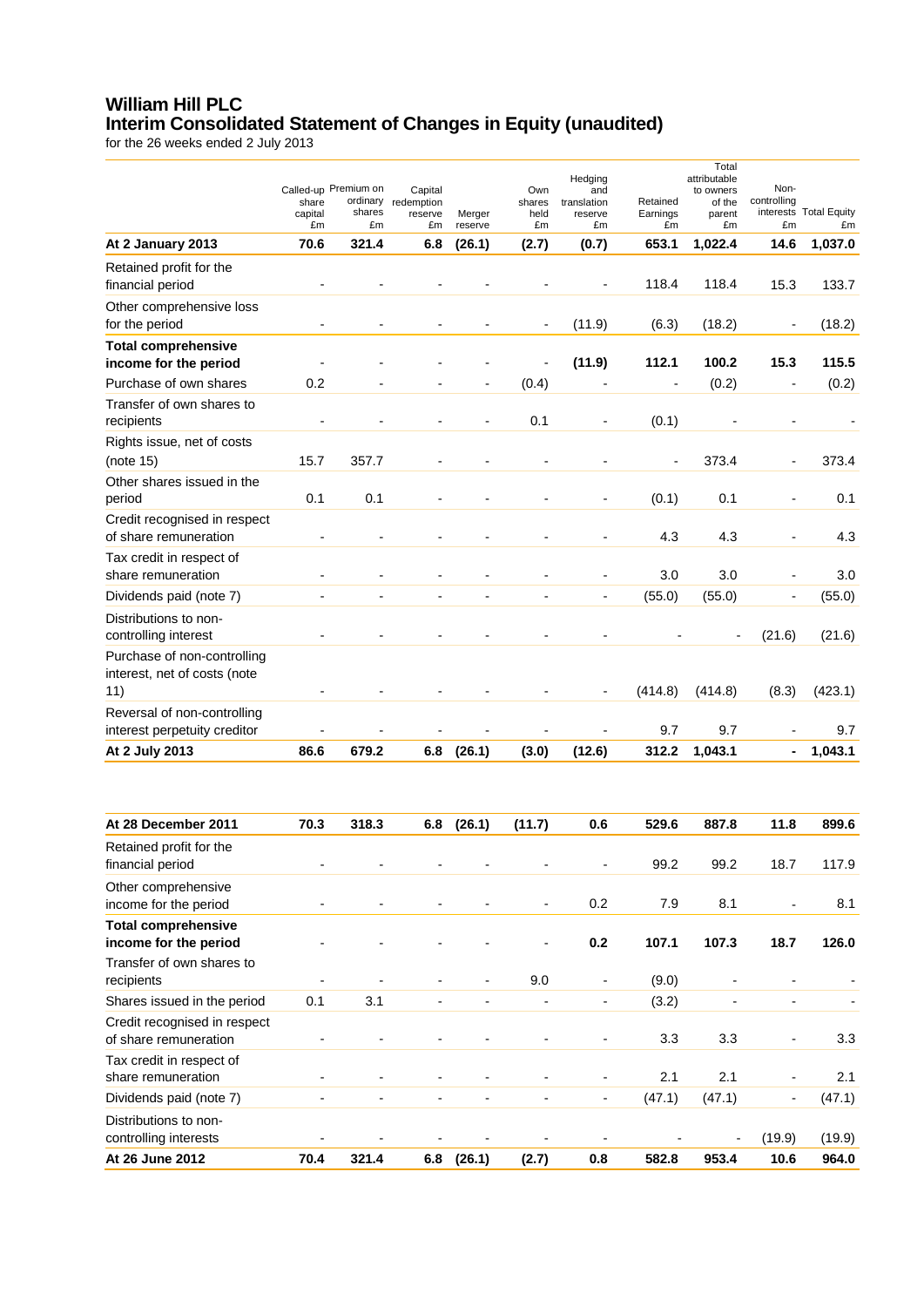# William Hill PLC
## Interim Consolidated Statement of Changes in Equity (unaudited)

for the 26 weeks ended 2 July 2013

| | Called-up share capital £m | Premium on ordinary shares £m | Capital redemption reserve £m | Merger reserve | Own shares held £m | Hedging and translation reserve £m | Retained Earnings £m | Total attributable to owners of the parent £m | Non-controlling interests £m | Total Equity £m |
|---|---|---|---|---|---|---|---|---|---|---|
| **At 2 January 2013** | **70.6** | **321.4** | **6.8** | **(26.1)** | **(2.7)** | **(0.7)** | **653.1** | **1,022.4** | **14.6** | **1,037.0** |
| Retained profit for the financial period | - | - | - | - | - | - | 118.4 | 118.4 | 15.3 | 133.7 |
| Other comprehensive loss for the period | - | - | - | - | - | (11.9) | (6.3) | (18.2) | - | (18.2) |
| **Total comprehensive income for the period** | - | - | - | - | - | **(11.9)** | **112.1** | **100.2** | **15.3** | **115.5** |
| Purchase of own shares | 0.2 | - | - | - | (0.4) | - | - | (0.2) | - | (0.2) |
| Transfer of own shares to recipients | - | - | - | - | 0.1 | - | (0.1) | - | - | - |
| Rights issue, net of costs (note 15) | 15.7 | 357.7 | - | - | - | - | - | 373.4 | - | 373.4 |
| Other shares issued in the period | 0.1 | 0.1 | - | - | - | - | (0.1) | 0.1 | - | 0.1 |
| Credit recognised in respect of share remuneration | - | - | - | - | - | - | 4.3 | 4.3 | - | 4.3 |
| Tax credit in respect of share remuneration | - | - | - | - | - | - | 3.0 | 3.0 | - | 3.0 |
| Dividends paid (note 7) | - | - | - | - | - | - | (55.0) | (55.0) | - | (55.0) |
| Distributions to non-controlling interest | - | - | - | - | - | - | - | - | (21.6) | (21.6) |
| Purchase of non-controlling interest, net of costs (note 11) | - | - | - | - | - | - | (414.8) | (414.8) | (8.3) | (423.1) |
| Reversal of non-controlling interest perpetuity creditor | - | - | - | - | - | - | 9.7 | 9.7 | - | 9.7 |
| **At 2 July 2013** | **86.6** | **679.2** | **6.8** | **(26.1)** | **(3.0)** | **(12.6)** | **312.2** | **1,043.1** | **-** | **1,043.1** |

| | Called-up share capital £m | Premium on ordinary shares £m | Capital redemption reserve £m | Merger reserve | Own shares held £m | Hedging and translation reserve £m | Retained Earnings £m | Total attributable to owners of the parent £m | Non-controlling interests £m | Total Equity £m |
|---|---|---|---|---|---|---|---|---|---|---|
| **At 28 December 2011** | **70.3** | **318.3** | **6.8** | **(26.1)** | **(11.7)** | **0.6** | **529.6** | **887.8** | **11.8** | **899.6** |
| Retained profit for the financial period | - | - | - | - | - | - | 99.2 | 99.2 | 18.7 | 117.9 |
| Other comprehensive income for the period | - | - | - | - | - | 0.2 | 7.9 | 8.1 | - | 8.1 |
| **Total comprehensive income for the period** | - | - | - | - | - | **0.2** | **107.1** | **107.3** | **18.7** | **126.0** |
| Transfer of own shares to recipients | - | - | - | - | 9.0 | - | (9.0) | - | - | - |
| Shares issued in the period | 0.1 | 3.1 | - | - | - | - | (3.2) | - | - | - |
| Credit recognised in respect of share remuneration | - | - | - | - | - | - | 3.3 | 3.3 | - | 3.3 |
| Tax credit in respect of share remuneration | - | - | - | - | - | - | 2.1 | 2.1 | - | 2.1 |
| Dividends paid (note 7) | - | - | - | - | - | - | (47.1) | (47.1) | - | (47.1) |
| Distributions to non-controlling interests | - | - | - | - | - | - | - | - | (19.9) | (19.9) |
| **At 26 June 2012** | **70.4** | **321.4** | **6.8** | **(26.1)** | **(2.7)** | **0.8** | **582.8** | **953.4** | **10.6** | **964.0** |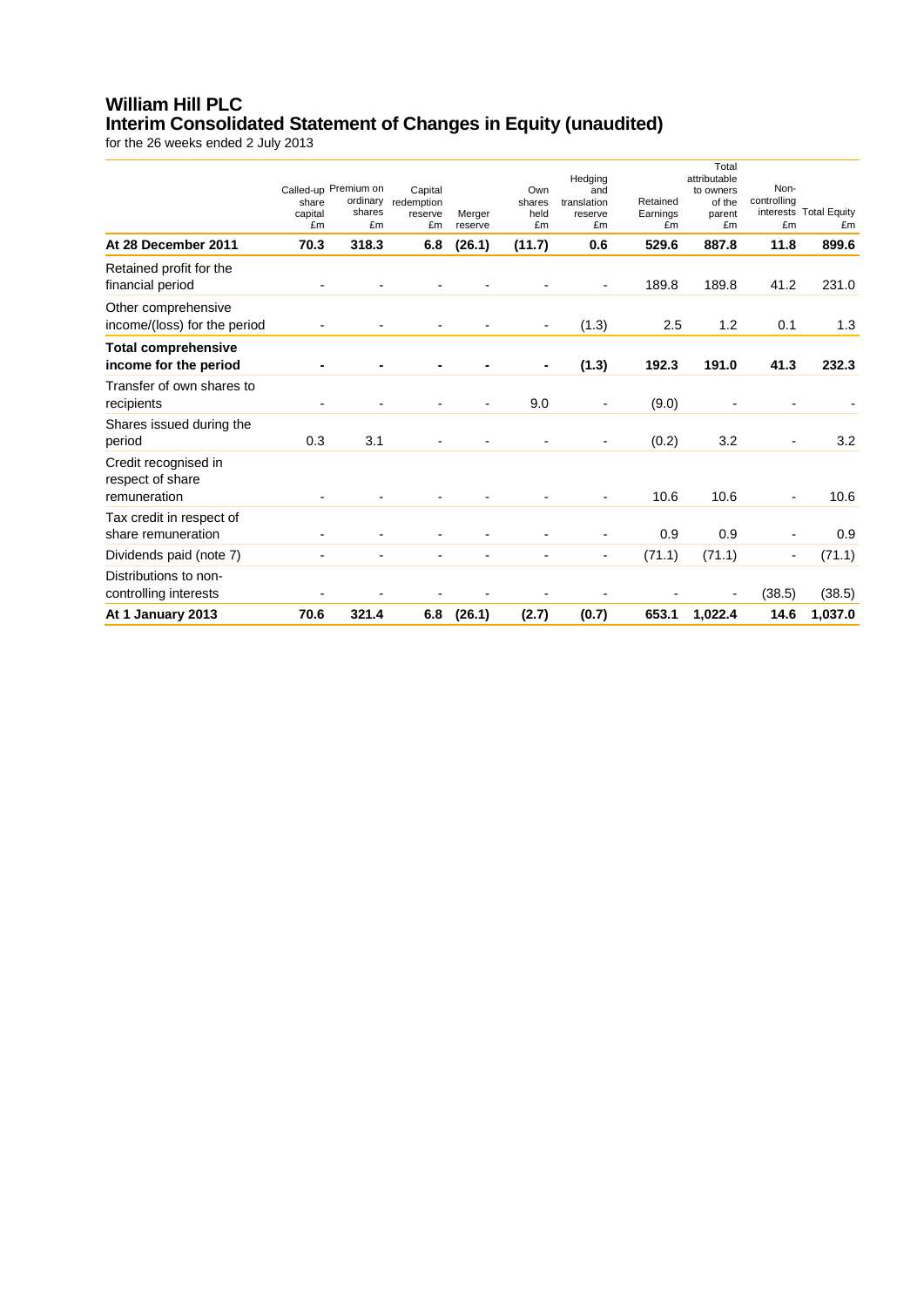# William Hill PLC
## Interim Consolidated Statement of Changes in Equity (unaudited)

for the 26 weeks ended 2 July 2013

| | Called-up share capital £m | Premium on ordinary shares £m | Capital redemption reserve £m | Merger reserve | Own shares held £m | Hedging and translation reserve £m | Retained Earnings £m | Total attributable to owners of the parent £m | Non-controlling interests £m | Total Equity £m |
|---|---|---|---|---|---|---|---|---|---|---|
| **At 28 December 2011** | **70.3** | **318.3** | **6.8** | **(26.1)** | **(11.7)** | **0.6** | **529.6** | **887.8** | **11.8** | **899.6** |
| Retained profit for the financial period | - | - | - | - | - | - | 189.8 | 189.8 | 41.2 | 231.0 |
| Other comprehensive income/(loss) for the period | - | - | - | - | - | (1.3) | 2.5 | 1.2 | 0.1 | 1.3 |
| **Total comprehensive income for the period** | **-** | **-** | **-** | **-** | **-** | **(1.3)** | **192.3** | **191.0** | **41.3** | **232.3** |
| Transfer of own shares to recipients | - | - | - | - | 9.0 | - | (9.0) | - | - | - |
| Shares issued during the period | 0.3 | 3.1 | - | - | - | - | (0.2) | 3.2 | - | 3.2 |
| Credit recognised in respect of share remuneration | - | - | - | - | - | - | 10.6 | 10.6 | - | 10.6 |
| Tax credit in respect of share remuneration | - | - | - | - | - | - | 0.9 | 0.9 | - | 0.9 |
| Dividends paid (note 7) | - | - | - | - | - | - | (71.1) | (71.1) | - | (71.1) |
| Distributions to non-controlling interests | - | - | - | - | - | - | - | - | (38.5) | (38.5) |
| **At 1 January 2013** | **70.6** | **321.4** | **6.8** | **(26.1)** | **(2.7)** | **(0.7)** | **653.1** | **1,022.4** | **14.6** | **1,037.0** |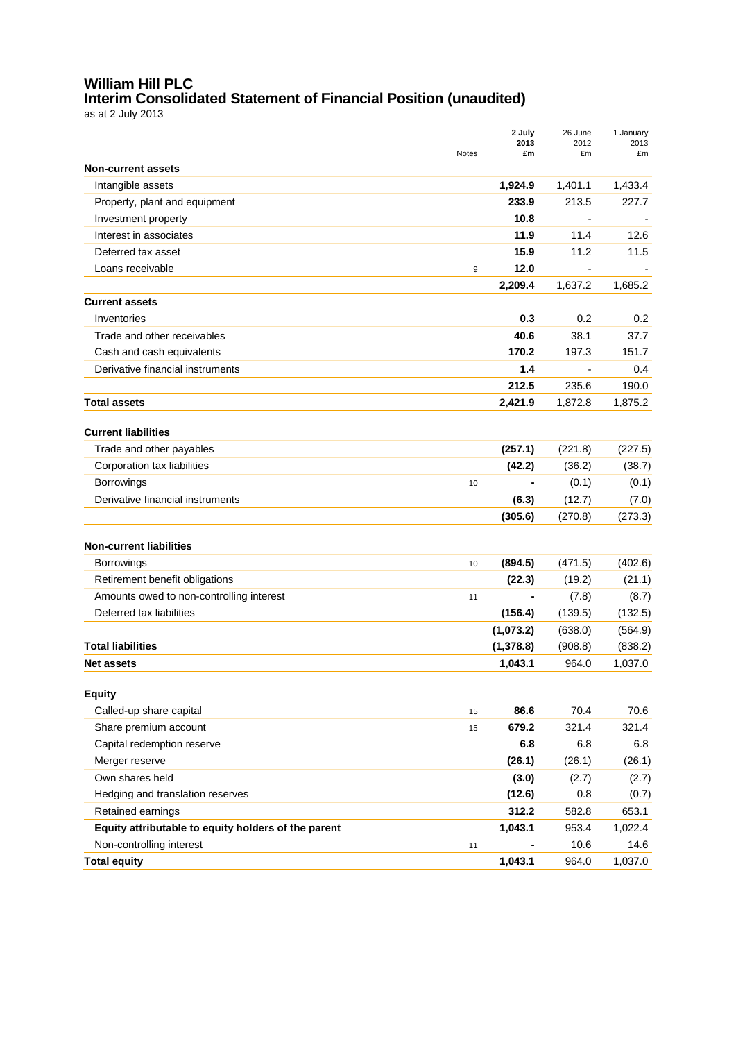# William Hill PLC
## Interim Consolidated Statement of Financial Position (unaudited)

as at 2 July 2013

| | Notes | **2 July 2013 £m** | 26 June 2012 £m | 1 January 2013 £m |
|---|---|---|---|---|
| **Non-current assets** | | | | |
| Intangible assets | | **1,924.9** | 1,401.1 | 1,433.4 |
| Property, plant and equipment | | **233.9** | 213.5 | 227.7 |
| Investment property | | **10.8** | - | - |
| Interest in associates | | **11.9** | 11.4 | 12.6 |
| Deferred tax asset | | **15.9** | 11.2 | 11.5 |
| Loans receivable | 9 | **12.0** | - | - |
| | | **2,209.4** | 1,637.2 | 1,685.2 |
| **Current assets** | | | | |
| Inventories | | **0.3** | 0.2 | 0.2 |
| Trade and other receivables | | **40.6** | 38.1 | 37.7 |
| Cash and cash equivalents | | **170.2** | 197.3 | 151.7 |
| Derivative financial instruments | | **1.4** | - | 0.4 |
| | | **212.5** | 235.6 | 190.0 |
| **Total assets** | | **2,421.9** | 1,872.8 | 1,875.2 |
| **Current liabilities** | | | | |
| Trade and other payables | | **(257.1)** | (221.8) | (227.5) |
| Corporation tax liabilities | | **(42.2)** | (36.2) | (38.7) |
| Borrowings | 10 | **-** | (0.1) | (0.1) |
| Derivative financial instruments | | **(6.3)** | (12.7) | (7.0) |
| | | **(305.6)** | (270.8) | (273.3) |
| **Non-current liabilities** | | | | |
| Borrowings | 10 | **(894.5)** | (471.5) | (402.6) |
| Retirement benefit obligations | | **(22.3)** | (19.2) | (21.1) |
| Amounts owed to non-controlling interest | 11 | **-** | (7.8) | (8.7) |
| Deferred tax liabilities | | **(156.4)** | (139.5) | (132.5) |
| | | **(1,073.2)** | (638.0) | (564.9) |
| **Total liabilities** | | **(1,378.8)** | (908.8) | (838.2) |
| **Net assets** | | **1,043.1** | 964.0 | 1,037.0 |
| **Equity** | | | | |
| Called-up share capital | 15 | **86.6** | 70.4 | 70.6 |
| Share premium account | 15 | **679.2** | 321.4 | 321.4 |
| Capital redemption reserve | | **6.8** | 6.8 | 6.8 |
| Merger reserve | | **(26.1)** | (26.1) | (26.1) |
| Own shares held | | **(3.0)** | (2.7) | (2.7) |
| Hedging and translation reserves | | **(12.6)** | 0.8 | (0.7) |
| Retained earnings | | **312.2** | 582.8 | 653.1 |
| **Equity attributable to equity holders of the parent** | | **1,043.1** | 953.4 | 1,022.4 |
| Non-controlling interest | 11 | **-** | 10.6 | 14.6 |
| **Total equity** | | **1,043.1** | 964.0 | 1,037.0 |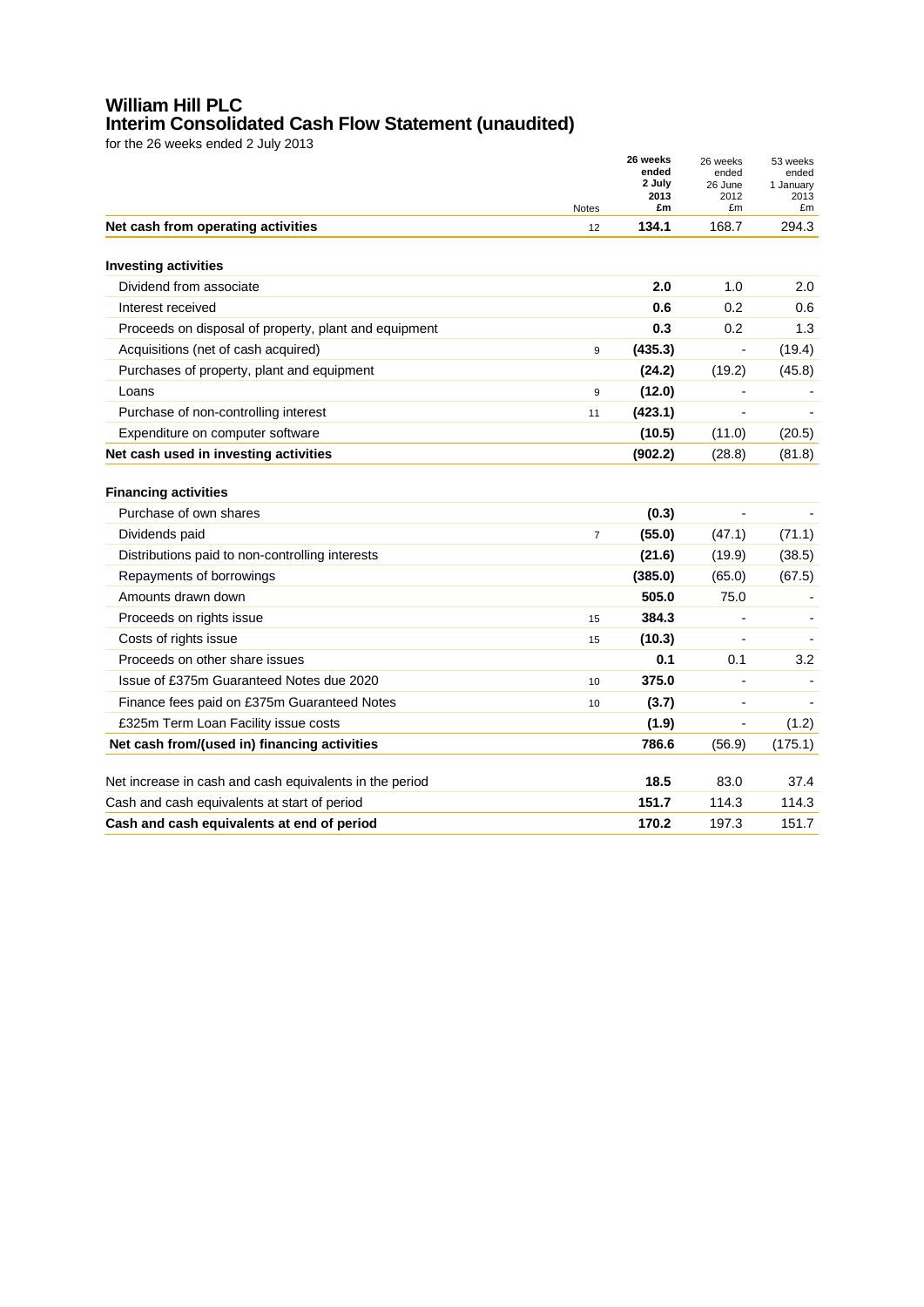# William Hill PLC
## Interim Consolidated Cash Flow Statement (unaudited)

for the 26 weeks ended 2 July 2013

| | Notes | **26 weeks ended 2 July 2013 £m** | 26 weeks ended 26 June 2012 £m | 53 weeks ended 1 January 2013 £m |
|---|---|---|---|---|
| **Net cash from operating activities** | 12 | **134.1** | 168.7 | 294.3 |
| | | | | |
| **Investing activities** | | | | |
| Dividend from associate | | **2.0** | 1.0 | 2.0 |
| Interest received | | **0.6** | 0.2 | 0.6 |
| Proceeds on disposal of property, plant and equipment | | **0.3** | 0.2 | 1.3 |
| Acquisitions (net of cash acquired) | 9 | **(435.3)** | - | (19.4) |
| Purchases of property, plant and equipment | | **(24.2)** | (19.2) | (45.8) |
| Loans | 9 | **(12.0)** | - | - |
| Purchase of non-controlling interest | 11 | **(423.1)** | - | - |
| Expenditure on computer software | | **(10.5)** | (11.0) | (20.5) |
| **Net cash used in investing activities** | | **(902.2)** | (28.8) | (81.8) |
| | | | | |
| **Financing activities** | | | | |
| Purchase of own shares | | **(0.3)** | - | - |
| Dividends paid | 7 | **(55.0)** | (47.1) | (71.1) |
| Distributions paid to non-controlling interests | | **(21.6)** | (19.9) | (38.5) |
| Repayments of borrowings | | **(385.0)** | (65.0) | (67.5) |
| Amounts drawn down | | **505.0** | 75.0 | - |
| Proceeds on rights issue | 15 | **384.3** | - | - |
| Costs of rights issue | 15 | **(10.3)** | - | - |
| Proceeds on other share issues | | **0.1** | 0.1 | 3.2 |
| Issue of £375m Guaranteed Notes due 2020 | 10 | **375.0** | - | - |
| Finance fees paid on £375m Guaranteed Notes | 10 | **(3.7)** | - | - |
| £325m Term Loan Facility issue costs | | **(1.9)** | - | (1.2) |
| **Net cash from/(used in) financing activities** | | **786.6** | (56.9) | (175.1) |
| | | | | |
| Net increase in cash and cash equivalents in the period | | **18.5** | 83.0 | 37.4 |
| Cash and cash equivalents at start of period | | **151.7** | 114.3 | 114.3 |
| **Cash and cash equivalents at end of period** | | **170.2** | 197.3 | 151.7 |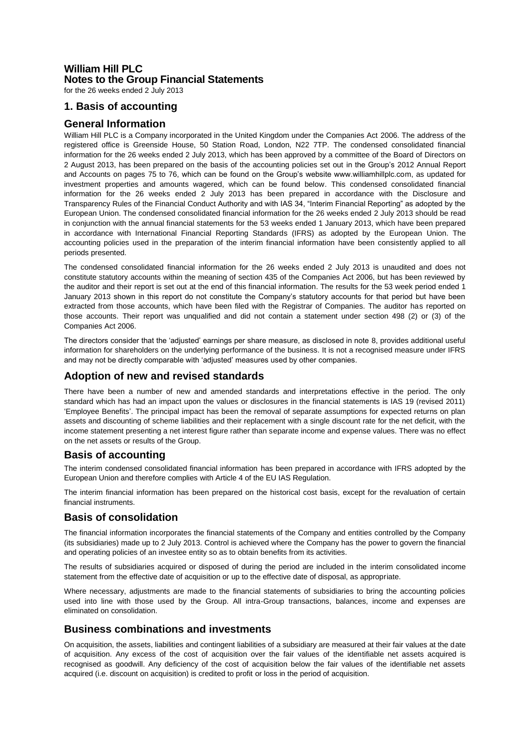# William Hill PLC
# Notes to the Group Financial Statements

for the 26 weeks ended 2 July 2013

## 1. Basis of accounting

## General Information

William Hill PLC is a Company incorporated in the United Kingdom under the Companies Act 2006. The address of the registered office is Greenside House, 50 Station Road, London, N22 7TP. The condensed consolidated financial information for the 26 weeks ended 2 July 2013, which has been approved by a committee of the Board of Directors on 2 August 2013, has been prepared on the basis of the accounting policies set out in the Group's 2012 Annual Report and Accounts on pages 75 to 76, which can be found on the Group's website www.williamhillplc.com, as updated for investment properties and amounts wagered, which can be found below. This condensed consolidated financial information for the 26 weeks ended 2 July 2013 has been prepared in accordance with the Disclosure and Transparency Rules of the Financial Conduct Authority and with IAS 34, "Interim Financial Reporting" as adopted by the European Union. The condensed consolidated financial information for the 26 weeks ended 2 July 2013 should be read in conjunction with the annual financial statements for the 53 weeks ended 1 January 2013, which have been prepared in accordance with International Financial Reporting Standards (IFRS) as adopted by the European Union. The accounting policies used in the preparation of the interim financial information have been consistently applied to all periods presented.

The condensed consolidated financial information for the 26 weeks ended 2 July 2013 is unaudited and does not constitute statutory accounts within the meaning of section 435 of the Companies Act 2006, but has been reviewed by the auditor and their report is set out at the end of this financial information. The results for the 53 week period ended 1 January 2013 shown in this report do not constitute the Company's statutory accounts for that period but have been extracted from those accounts, which have been filed with the Registrar of Companies. The auditor has reported on those accounts. Their report was unqualified and did not contain a statement under section 498 (2) or (3) of the Companies Act 2006.

The directors consider that the 'adjusted' earnings per share measure, as disclosed in note 8, provides additional useful information for shareholders on the underlying performance of the business. It is not a recognised measure under IFRS and may not be directly comparable with 'adjusted' measures used by other companies.

## Adoption of new and revised standards

There have been a number of new and amended standards and interpretations effective in the period. The only standard which has had an impact upon the values or disclosures in the financial statements is IAS 19 (revised 2011) 'Employee Benefits'. The principal impact has been the removal of separate assumptions for expected returns on plan assets and discounting of scheme liabilities and their replacement with a single discount rate for the net deficit, with the income statement presenting a net interest figure rather than separate income and expense values. There was no effect on the net assets or results of the Group.

## Basis of accounting

The interim condensed consolidated financial information has been prepared in accordance with IFRS adopted by the European Union and therefore complies with Article 4 of the EU IAS Regulation.

The interim financial information has been prepared on the historical cost basis, except for the revaluation of certain financial instruments.

## Basis of consolidation

The financial information incorporates the financial statements of the Company and entities controlled by the Company (its subsidiaries) made up to 2 July 2013. Control is achieved where the Company has the power to govern the financial and operating policies of an investee entity so as to obtain benefits from its activities.

The results of subsidiaries acquired or disposed of during the period are included in the interim consolidated income statement from the effective date of acquisition or up to the effective date of disposal, as appropriate.

Where necessary, adjustments are made to the financial statements of subsidiaries to bring the accounting policies used into line with those used by the Group. All intra-Group transactions, balances, income and expenses are eliminated on consolidation.

## Business combinations and investments

On acquisition, the assets, liabilities and contingent liabilities of a subsidiary are measured at their fair values at the date of acquisition. Any excess of the cost of acquisition over the fair values of the identifiable net assets acquired is recognised as goodwill. Any deficiency of the cost of acquisition below the fair values of the identifiable net assets acquired (i.e. discount on acquisition) is credited to profit or loss in the period of acquisition.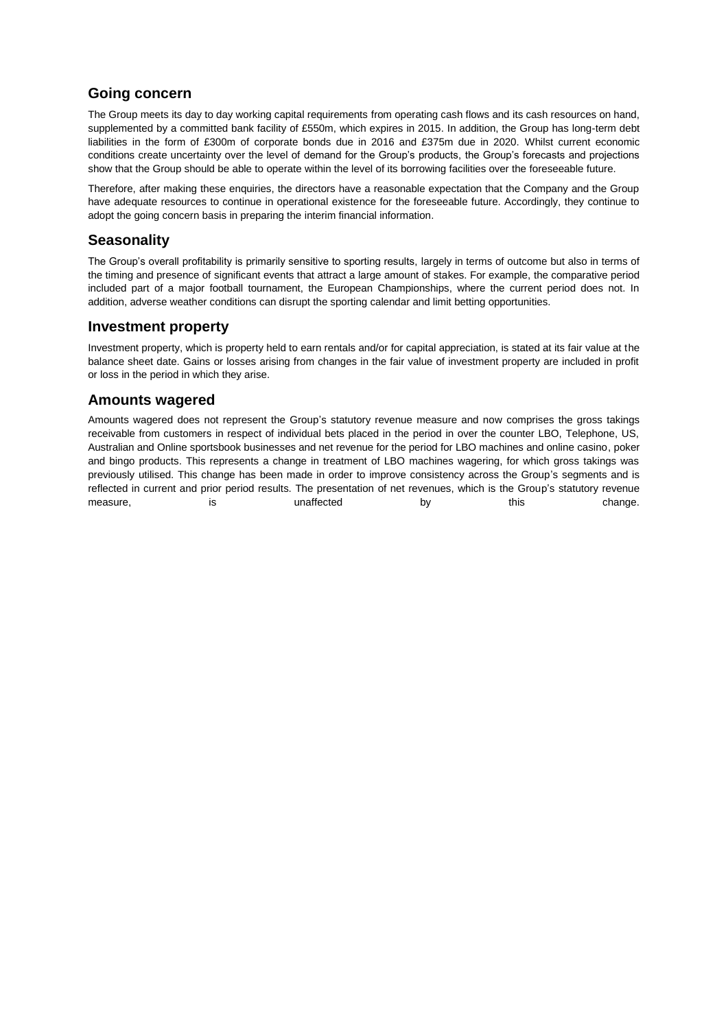## Going concern

The Group meets its day to day working capital requirements from operating cash flows and its cash resources on hand, supplemented by a committed bank facility of £550m, which expires in 2015. In addition, the Group has long-term debt liabilities in the form of £300m of corporate bonds due in 2016 and £375m due in 2020. Whilst current economic conditions create uncertainty over the level of demand for the Group's products, the Group's forecasts and projections show that the Group should be able to operate within the level of its borrowing facilities over the foreseeable future.

Therefore, after making these enquiries, the directors have a reasonable expectation that the Company and the Group have adequate resources to continue in operational existence for the foreseeable future. Accordingly, they continue to adopt the going concern basis in preparing the interim financial information.

## Seasonality

The Group's overall profitability is primarily sensitive to sporting results, largely in terms of outcome but also in terms of the timing and presence of significant events that attract a large amount of stakes. For example, the comparative period included part of a major football tournament, the European Championships, where the current period does not. In addition, adverse weather conditions can disrupt the sporting calendar and limit betting opportunities.

## Investment property

Investment property, which is property held to earn rentals and/or for capital appreciation, is stated at its fair value at the balance sheet date. Gains or losses arising from changes in the fair value of investment property are included in profit or loss in the period in which they arise.

## Amounts wagered

Amounts wagered does not represent the Group's statutory revenue measure and now comprises the gross takings receivable from customers in respect of individual bets placed in the period in over the counter LBO, Telephone, US, Australian and Online sportsbook businesses and net revenue for the period for LBO machines and online casino, poker and bingo products. This represents a change in treatment of LBO machines wagering, for which gross takings was previously utilised. This change has been made in order to improve consistency across the Group's segments and is reflected in current and prior period results. The presentation of net revenues, which is the Group's statutory revenue measure, is unaffected by this change.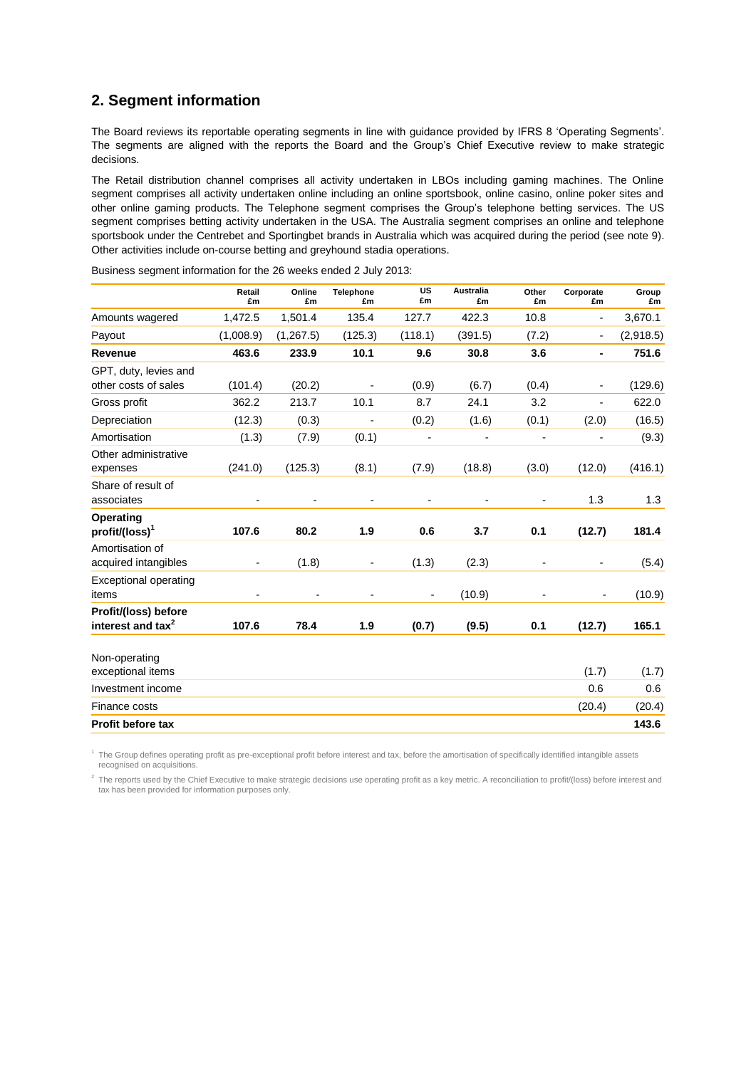## 2. Segment information

The Board reviews its reportable operating segments in line with guidance provided by IFRS 8 'Operating Segments'. The segments are aligned with the reports the Board and the Group's Chief Executive review to make strategic decisions.

The Retail distribution channel comprises all activity undertaken in LBOs including gaming machines. The Online segment comprises all activity undertaken online including an online sportsbook, online casino, online poker sites and other online gaming products. The Telephone segment comprises the Group's telephone betting services. The US segment comprises betting activity undertaken in the USA. The Australia segment comprises an online and telephone sportsbook under the Centrebet and Sportingbet brands in Australia which was acquired during the period (see note 9). Other activities include on-course betting and greyhound stadia operations.

Business segment information for the 26 weeks ended 2 July 2013:

| | Retail £m | Online £m | Telephone £m | US £m | Australia £m | Other £m | Corporate £m | Group £m |
|---|---|---|---|---|---|---|---|---|
| Amounts wagered | 1,472.5 | 1,501.4 | 135.4 | 127.7 | 422.3 | 10.8 | - | 3,670.1 |
| Payout | (1,008.9) | (1,267.5) | (125.3) | (118.1) | (391.5) | (7.2) | - | (2,918.5) |
| **Revenue** | **463.6** | **233.9** | **10.1** | **9.6** | **30.8** | **3.6** | **-** | **751.6** |
| GPT, duty, levies and other costs of sales | (101.4) | (20.2) | - | (0.9) | (6.7) | (0.4) | - | (129.6) |
| Gross profit | 362.2 | 213.7 | 10.1 | 8.7 | 24.1 | 3.2 | - | 622.0 |
| Depreciation | (12.3) | (0.3) | - | (0.2) | (1.6) | (0.1) | (2.0) | (16.5) |
| Amortisation | (1.3) | (7.9) | (0.1) | - | - | - | - | (9.3) |
| Other administrative expenses | (241.0) | (125.3) | (8.1) | (7.9) | (18.8) | (3.0) | (12.0) | (416.1) |
| Share of result of associates | - | - | - | - | - | - | 1.3 | 1.3 |
| **Operating profit/(loss)[1]** | **107.6** | **80.2** | **1.9** | **0.6** | **3.7** | **0.1** | **(12.7)** | **181.4** |
| Amortisation of acquired intangibles | - | (1.8) | - | (1.3) | (2.3) | - | - | (5.4) |
| Exceptional operating items | - | - | - | - | (10.9) | - | - | (10.9) |
| **Profit/(loss) before interest and tax[2]** | **107.6** | **78.4** | **1.9** | **(0.7)** | **(9.5)** | **0.1** | **(12.7)** | **165.1** |
| Non-operating exceptional items | | | | | | | (1.7) | (1.7) |
| Investment income | | | | | | | 0.6 | 0.6 |
| Finance costs | | | | | | | (20.4) | (20.4) |
| **Profit before tax** | | | | | | | | **143.6** |

[1] The Group defines operating profit as pre-exceptional profit before interest and tax, before the amortisation of specifically identified intangible assets recognised on acquisitions.

[2] The reports used by the Chief Executive to make strategic decisions use operating profit as a key metric. A reconciliation to profit/(loss) before interest and tax has been provided for information purposes only.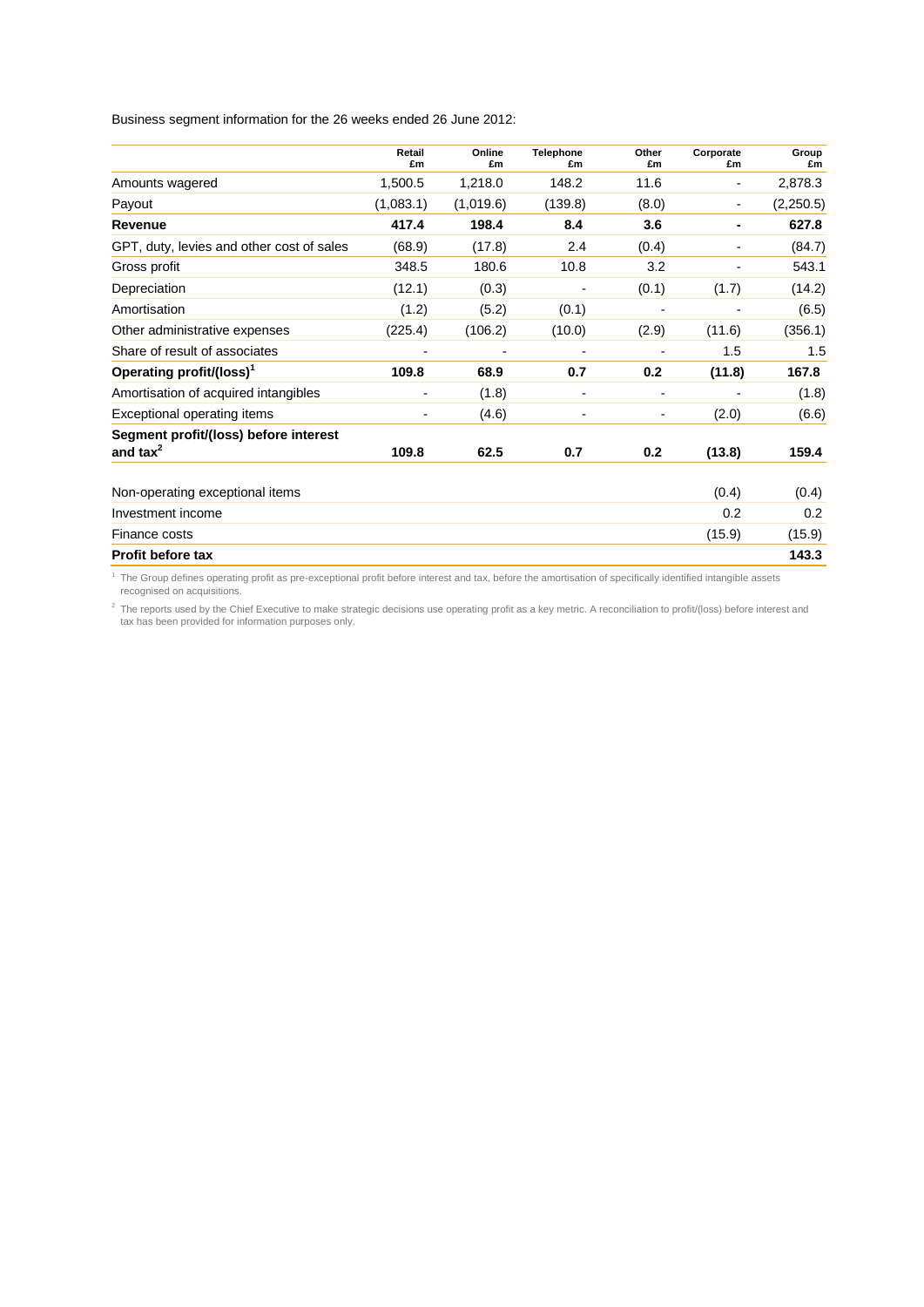Business segment information for the 26 weeks ended 26 June 2012:

| | Retail £m | Online £m | Telephone £m | Other £m | Corporate £m | Group £m |
|---|---|---|---|---|---|---|
| Amounts wagered | 1,500.5 | 1,218.0 | 148.2 | 11.6 | - | 2,878.3 |
| Payout | (1,083.1) | (1,019.6) | (139.8) | (8.0) | - | (2,250.5) |
| **Revenue** | **417.4** | **198.4** | **8.4** | **3.6** | **-** | **627.8** |
| GPT, duty, levies and other cost of sales | (68.9) | (17.8) | 2.4 | (0.4) | - | (84.7) |
| Gross profit | 348.5 | 180.6 | 10.8 | 3.2 | - | 543.1 |
| Depreciation | (12.1) | (0.3) | - | (0.1) | (1.7) | (14.2) |
| Amortisation | (1.2) | (5.2) | (0.1) | - | - | (6.5) |
| Other administrative expenses | (225.4) | (106.2) | (10.0) | (2.9) | (11.6) | (356.1) |
| Share of result of associates | - | - | - | - | 1.5 | 1.5 |
| **Operating profit/(loss)[1]** | **109.8** | **68.9** | **0.7** | **0.2** | **(11.8)** | **167.8** |
| Amortisation of acquired intangibles | - | (1.8) | - | - | - | (1.8) |
| Exceptional operating items | - | (4.6) | - | - | (2.0) | (6.6) |
| **Segment profit/(loss) before interest and tax[2]** | **109.8** | **62.5** | **0.7** | **0.2** | **(13.8)** | **159.4** |
| Non-operating exceptional items | | | | | (0.4) | (0.4) |
| Investment income | | | | | 0.2 | 0.2 |
| Finance costs | | | | | (15.9) | (15.9) |
| **Profit before tax** | | | | | | **143.3** |

[1] The Group defines operating profit as pre-exceptional profit before interest and tax, before the amortisation of specifically identified intangible assets recognised on acquisitions.

[2] The reports used by the Chief Executive to make strategic decisions use operating profit as a key metric. A reconciliation to profit/(loss) before interest and tax has been provided for information purposes only.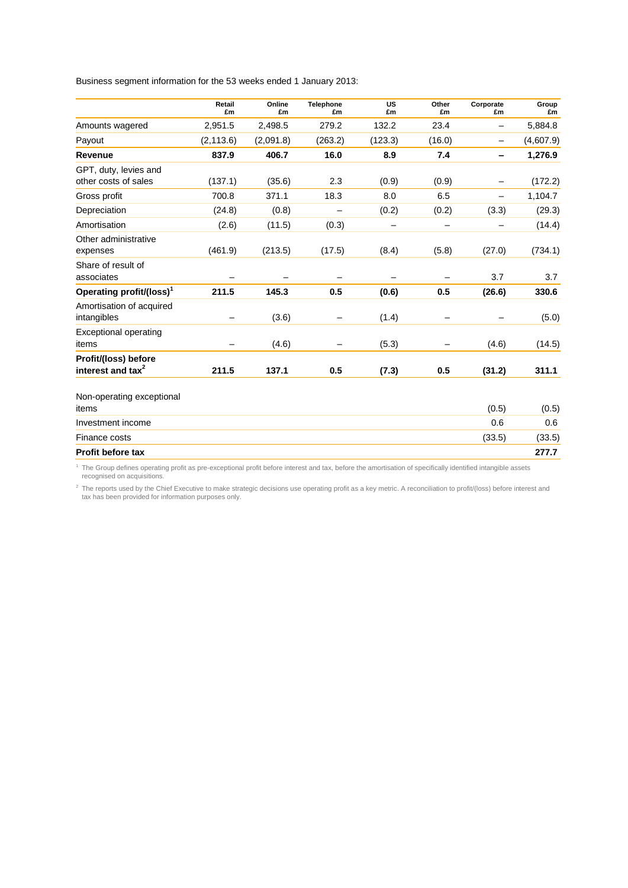Business segment information for the 53 weeks ended 1 January 2013:

| | Retail £m | Online £m | Telephone £m | US £m | Other £m | Corporate £m | Group £m |
|---|---|---|---|---|---|---|---|
| Amounts wagered | 2,951.5 | 2,498.5 | 279.2 | 132.2 | 23.4 | – | 5,884.8 |
| Payout | (2,113.6) | (2,091.8) | (263.2) | (123.3) | (16.0) | – | (4,607.9) |
| **Revenue** | **837.9** | **406.7** | **16.0** | **8.9** | **7.4** | **–** | **1,276.9** |
| GPT, duty, levies and other costs of sales | (137.1) | (35.6) | 2.3 | (0.9) | (0.9) | – | (172.2) |
| Gross profit | 700.8 | 371.1 | 18.3 | 8.0 | 6.5 | – | 1,104.7 |
| Depreciation | (24.8) | (0.8) | – | (0.2) | (0.2) | (3.3) | (29.3) |
| Amortisation | (2.6) | (11.5) | (0.3) | – | – | – | (14.4) |
| Other administrative expenses | (461.9) | (213.5) | (17.5) | (8.4) | (5.8) | (27.0) | (734.1) |
| Share of result of associates | – | – | – | – | – | 3.7 | 3.7 |
| **Operating profit/(loss)[1]** | **211.5** | **145.3** | **0.5** | **(0.6)** | **0.5** | **(26.6)** | **330.6** |
| Amortisation of acquired intangibles | – | (3.6) | – | (1.4) | – | – | (5.0) |
| Exceptional operating items | – | (4.6) | – | (5.3) | – | (4.6) | (14.5) |
| **Profit/(loss) before interest and tax[2]** | **211.5** | **137.1** | **0.5** | **(7.3)** | **0.5** | **(31.2)** | **311.1** |
| | | | | | | | |
| Non-operating exceptional items | | | | | | (0.5) | (0.5) |
| Investment income | | | | | | 0.6 | 0.6 |
| Finance costs | | | | | | (33.5) | (33.5) |
| **Profit before tax** | | | | | | | **277.7** |

[1] The Group defines operating profit as pre-exceptional profit before interest and tax, before the amortisation of specifically identified intangible assets recognised on acquisitions.

[2] The reports used by the Chief Executive to make strategic decisions use operating profit as a key metric. A reconciliation to profit/(loss) before interest and tax has been provided for information purposes only.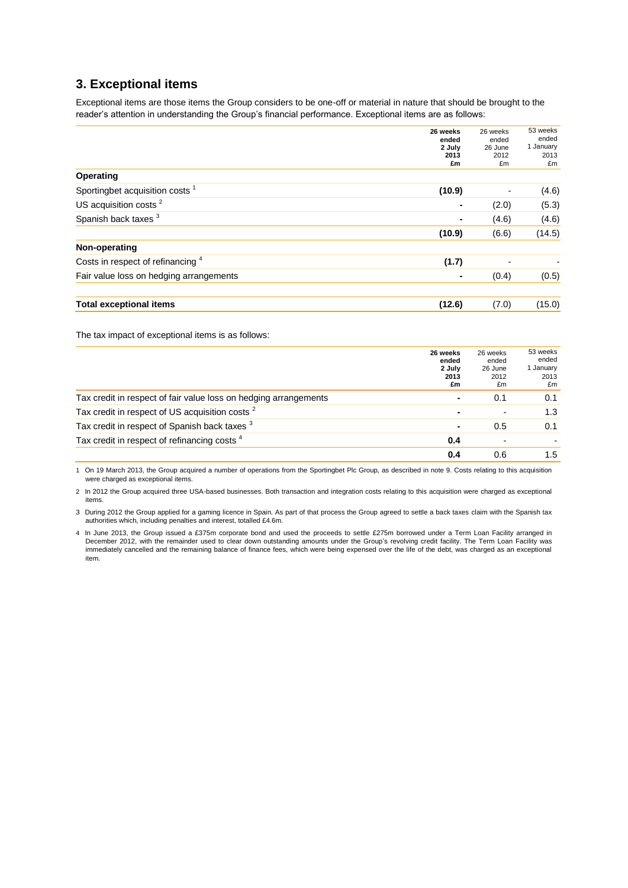## 3. Exceptional items

Exceptional items are those items the Group considers to be one-off or material in nature that should be brought to the reader's attention in understanding the Group's financial performance. Exceptional items are as follows:

| | **26 weeks ended 2 July 2013 £m** | 26 weeks ended 26 June 2012 £m | 53 weeks ended 1 January 2013 £m |
|---|---|---|---|
| **Operating** | | | |
| Sportingbet acquisition costs [1] | **(10.9)** | - | (4.6) |
| US acquisition costs [2] | **-** | (2.0) | (5.3) |
| Spanish back taxes [3] | **-** | (4.6) | (4.6) |
| | **(10.9)** | (6.6) | (14.5) |
| **Non-operating** | | | |
| Costs in respect of refinancing [4] | **(1.7)** | - | - |
| Fair value loss on hedging arrangements | **-** | (0.4) | (0.5) |
| **Total exceptional items** | **(12.6)** | (7.0) | (15.0) |

The tax impact of exceptional items is as follows:

| | **26 weeks ended 2 July 2013 £m** | 26 weeks ended 26 June 2012 £m | 53 weeks ended 1 January 2013 £m |
|---|---|---|---|
| Tax credit in respect of fair value loss on hedging arrangements | **-** | 0.1 | 0.1 |
| Tax credit in respect of US acquisition costs [2] | **-** | - | 1.3 |
| Tax credit in respect of Spanish back taxes [3] | **-** | 0.5 | 0.1 |
| Tax credit in respect of refinancing costs [4] | **0.4** | - | - |
| | **0.4** | 0.6 | 1.5 |

1 On 19 March 2013, the Group acquired a number of operations from the Sportingbet Plc Group, as described in note 9. Costs relating to this acquisition were charged as exceptional items.

2 In 2012 the Group acquired three USA-based businesses. Both transaction and integration costs relating to this acquisition were charged as exceptional items.

3 During 2012 the Group applied for a gaming licence in Spain. As part of that process the Group agreed to settle a back taxes claim with the Spanish tax authorities which, including penalties and interest, totalled £4.6m.

4 In June 2013, the Group issued a £375m corporate bond and used the proceeds to settle £275m borrowed under a Term Loan Facility arranged in December 2012, with the remainder used to clear down outstanding amounts under the Group's revolving credit facility. The Term Loan Facility was immediately cancelled and the remaining balance of finance fees, which were being expensed over the life of the debt, was charged as an exceptional item.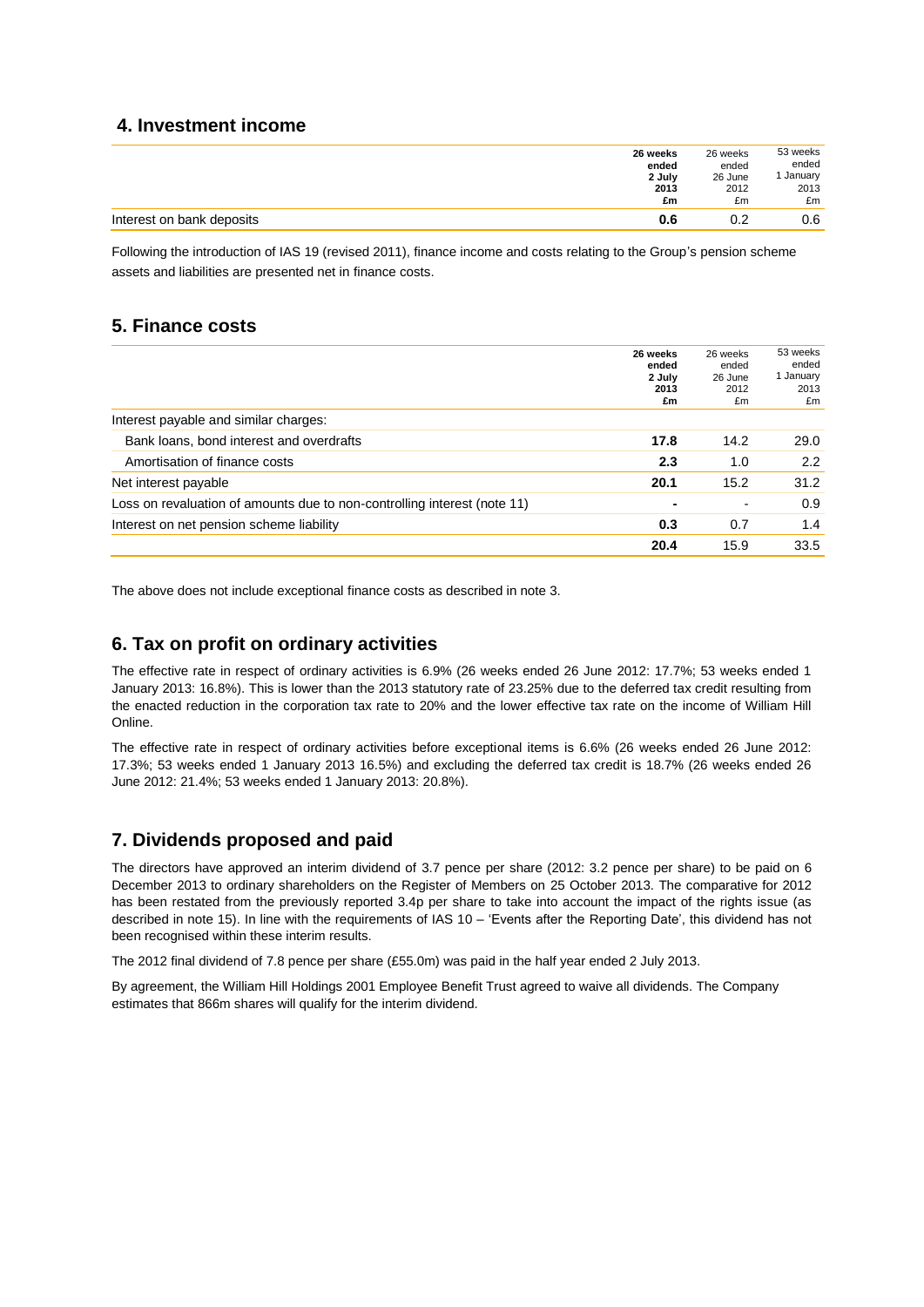## 4. Investment income

| | 26 weeks ended 2 July 2013 £m | 26 weeks ended 26 June 2012 £m | 53 weeks ended 1 January 2013 £m |
|---|---|---|---|
| Interest on bank deposits | **0.6** | 0.2 | 0.6 |

Following the introduction of IAS 19 (revised 2011), finance income and costs relating to the Group's pension scheme assets and liabilities are presented net in finance costs.

## 5. Finance costs

| | 26 weeks ended 2 July 2013 £m | 26 weeks ended 26 June 2012 £m | 53 weeks ended 1 January 2013 £m |
|---|---|---|---|
| Interest payable and similar charges: | | | |
| Bank loans, bond interest and overdrafts | **17.8** | 14.2 | 29.0 |
| Amortisation of finance costs | **2.3** | 1.0 | 2.2 |
| Net interest payable | **20.1** | 15.2 | 31.2 |
| Loss on revaluation of amounts due to non-controlling interest (note 11) | **-** | - | 0.9 |
| Interest on net pension scheme liability | **0.3** | 0.7 | 1.4 |
| | **20.4** | 15.9 | 33.5 |

The above does not include exceptional finance costs as described in note 3.

## 6. Tax on profit on ordinary activities

The effective rate in respect of ordinary activities is 6.9% (26 weeks ended 26 June 2012: 17.7%; 53 weeks ended 1 January 2013: 16.8%). This is lower than the 2013 statutory rate of 23.25% due to the deferred tax credit resulting from the enacted reduction in the corporation tax rate to 20% and the lower effective tax rate on the income of William Hill Online.

The effective rate in respect of ordinary activities before exceptional items is 6.6% (26 weeks ended 26 June 2012: 17.3%; 53 weeks ended 1 January 2013 16.5%) and excluding the deferred tax credit is 18.7% (26 weeks ended 26 June 2012: 21.4%; 53 weeks ended 1 January 2013: 20.8%).

## 7. Dividends proposed and paid

The directors have approved an interim dividend of 3.7 pence per share (2012: 3.2 pence per share) to be paid on 6 December 2013 to ordinary shareholders on the Register of Members on 25 October 2013. The comparative for 2012 has been restated from the previously reported 3.4p per share to take into account the impact of the rights issue (as described in note 15). In line with the requirements of IAS 10 – 'Events after the Reporting Date', this dividend has not been recognised within these interim results.

The 2012 final dividend of 7.8 pence per share (£55.0m) was paid in the half year ended 2 July 2013.

By agreement, the William Hill Holdings 2001 Employee Benefit Trust agreed to waive all dividends. The Company estimates that 866m shares will qualify for the interim dividend.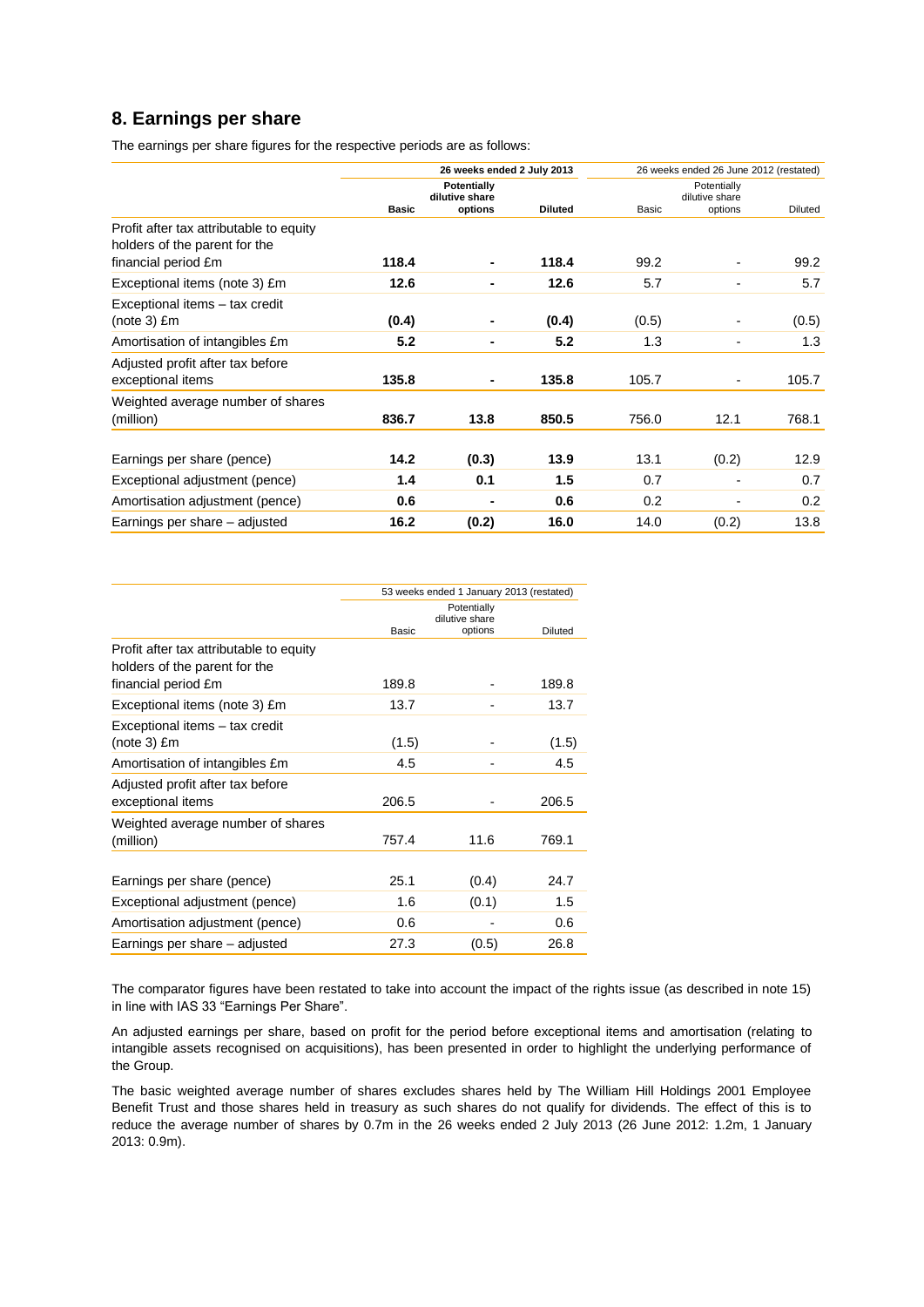## 8. Earnings per share

The earnings per share figures for the respective periods are as follows:

| | 26 weeks ended 2 July 2013 | | | 26 weeks ended 26 June 2012 (restated) | | |
|---|---|---|---|---|---|---|
| | **Basic** | **Potentially dilutive share options** | **Diluted** | Basic | Potentially dilutive share options | Diluted |
| Profit after tax attributable to equity holders of the parent for the financial period £m | **118.4** | **-** | **118.4** | 99.2 | - | 99.2 |
| Exceptional items (note 3) £m | **12.6** | **-** | **12.6** | 5.7 | - | 5.7 |
| Exceptional items – tax credit (note 3) £m | **(0.4)** | **-** | **(0.4)** | (0.5) | - | (0.5) |
| Amortisation of intangibles £m | **5.2** | **-** | **5.2** | 1.3 | - | 1.3 |
| Adjusted profit after tax before exceptional items | **135.8** | **-** | **135.8** | 105.7 | - | 105.7 |
| Weighted average number of shares (million) | **836.7** | **13.8** | **850.5** | 756.0 | 12.1 | 768.1 |
| Earnings per share (pence) | **14.2** | **(0.3)** | **13.9** | 13.1 | (0.2) | 12.9 |
| Exceptional adjustment (pence) | **1.4** | **0.1** | **1.5** | 0.7 | - | 0.7 |
| Amortisation adjustment (pence) | **0.6** | **-** | **0.6** | 0.2 | - | 0.2 |
| Earnings per share – adjusted | **16.2** | **(0.2)** | **16.0** | 14.0 | (0.2) | 13.8 |

| | 53 weeks ended 1 January 2013 (restated) | | |
|---|---|---|---|
| | Basic | Potentially dilutive share options | Diluted |
| Profit after tax attributable to equity holders of the parent for the financial period £m | 189.8 | - | 189.8 |
| Exceptional items (note 3) £m | 13.7 | - | 13.7 |
| Exceptional items – tax credit (note 3) £m | (1.5) | - | (1.5) |
| Amortisation of intangibles £m | 4.5 | - | 4.5 |
| Adjusted profit after tax before exceptional items | 206.5 | - | 206.5 |
| Weighted average number of shares (million) | 757.4 | 11.6 | 769.1 |
| Earnings per share (pence) | 25.1 | (0.4) | 24.7 |
| Exceptional adjustment (pence) | 1.6 | (0.1) | 1.5 |
| Amortisation adjustment (pence) | 0.6 | - | 0.6 |
| Earnings per share – adjusted | 27.3 | (0.5) | 26.8 |

The comparator figures have been restated to take into account the impact of the rights issue (as described in note 15) in line with IAS 33 "Earnings Per Share".

An adjusted earnings per share, based on profit for the period before exceptional items and amortisation (relating to intangible assets recognised on acquisitions), has been presented in order to highlight the underlying performance of the Group.

The basic weighted average number of shares excludes shares held by The William Hill Holdings 2001 Employee Benefit Trust and those shares held in treasury as such shares do not qualify for dividends. The effect of this is to reduce the average number of shares by 0.7m in the 26 weeks ended 2 July 2013 (26 June 2012: 1.2m, 1 January 2013: 0.9m).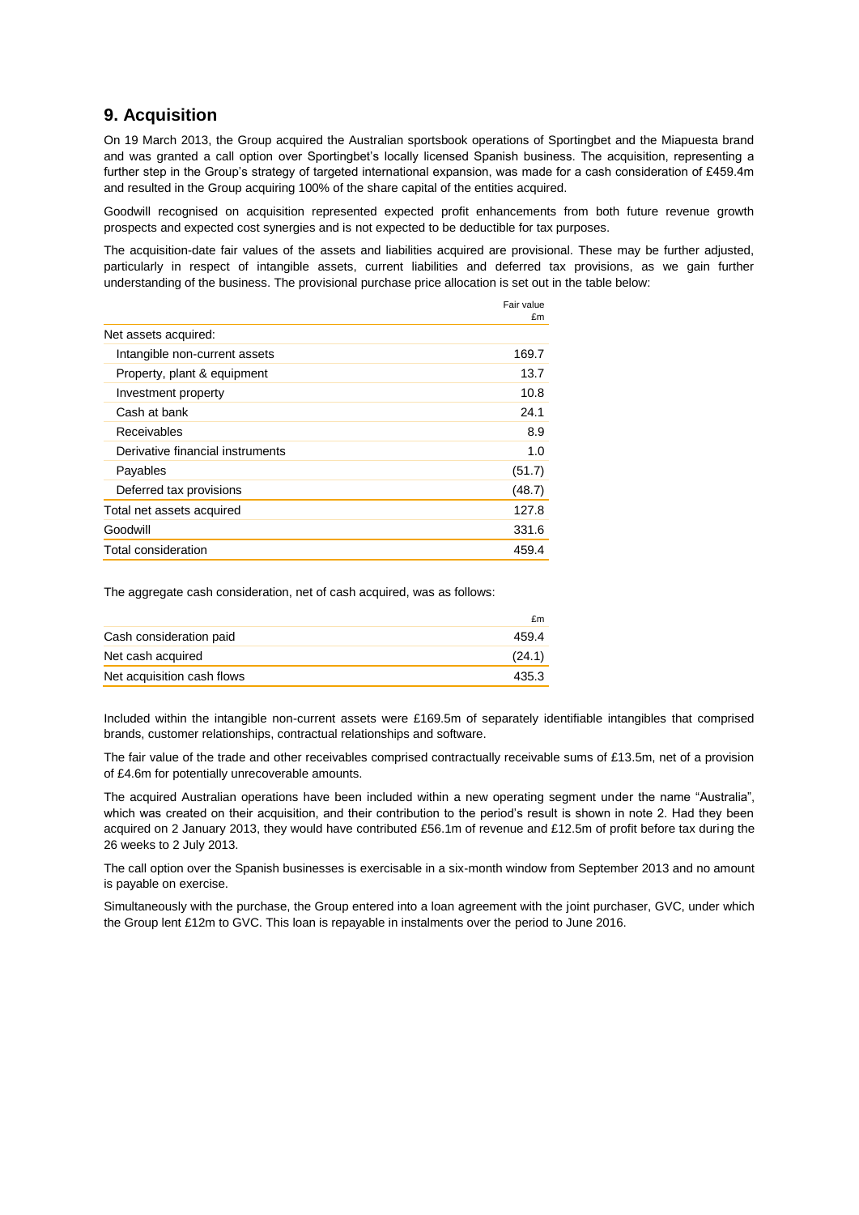## 9. Acquisition

On 19 March 2013, the Group acquired the Australian sportsbook operations of Sportingbet and the Miapuesta brand and was granted a call option over Sportingbet's locally licensed Spanish business. The acquisition, representing a further step in the Group's strategy of targeted international expansion, was made for a cash consideration of £459.4m and resulted in the Group acquiring 100% of the share capital of the entities acquired.

Goodwill recognised on acquisition represented expected profit enhancements from both future revenue growth prospects and expected cost synergies and is not expected to be deductible for tax purposes.

The acquisition-date fair values of the assets and liabilities acquired are provisional. These may be further adjusted, particularly in respect of intangible assets, current liabilities and deferred tax provisions, as we gain further understanding of the business. The provisional purchase price allocation is set out in the table below:

| | Fair value £m |
|---|---|
| Net assets acquired: | |
| Intangible non-current assets | 169.7 |
| Property, plant & equipment | 13.7 |
| Investment property | 10.8 |
| Cash at bank | 24.1 |
| Receivables | 8.9 |
| Derivative financial instruments | 1.0 |
| Payables | (51.7) |
| Deferred tax provisions | (48.7) |
| Total net assets acquired | 127.8 |
| Goodwill | 331.6 |
| Total consideration | 459.4 |

The aggregate cash consideration, net of cash acquired, was as follows:

| | £m |
|---|---|
| Cash consideration paid | 459.4 |
| Net cash acquired | (24.1) |
| Net acquisition cash flows | 435.3 |

Included within the intangible non-current assets were £169.5m of separately identifiable intangibles that comprised brands, customer relationships, contractual relationships and software.

The fair value of the trade and other receivables comprised contractually receivable sums of £13.5m, net of a provision of £4.6m for potentially unrecoverable amounts.

The acquired Australian operations have been included within a new operating segment under the name "Australia", which was created on their acquisition, and their contribution to the period's result is shown in note 2. Had they been acquired on 2 January 2013, they would have contributed £56.1m of revenue and £12.5m of profit before tax during the 26 weeks to 2 July 2013.

The call option over the Spanish businesses is exercisable in a six-month window from September 2013 and no amount is payable on exercise.

Simultaneously with the purchase, the Group entered into a loan agreement with the joint purchaser, GVC, under which the Group lent £12m to GVC. This loan is repayable in instalments over the period to June 2016.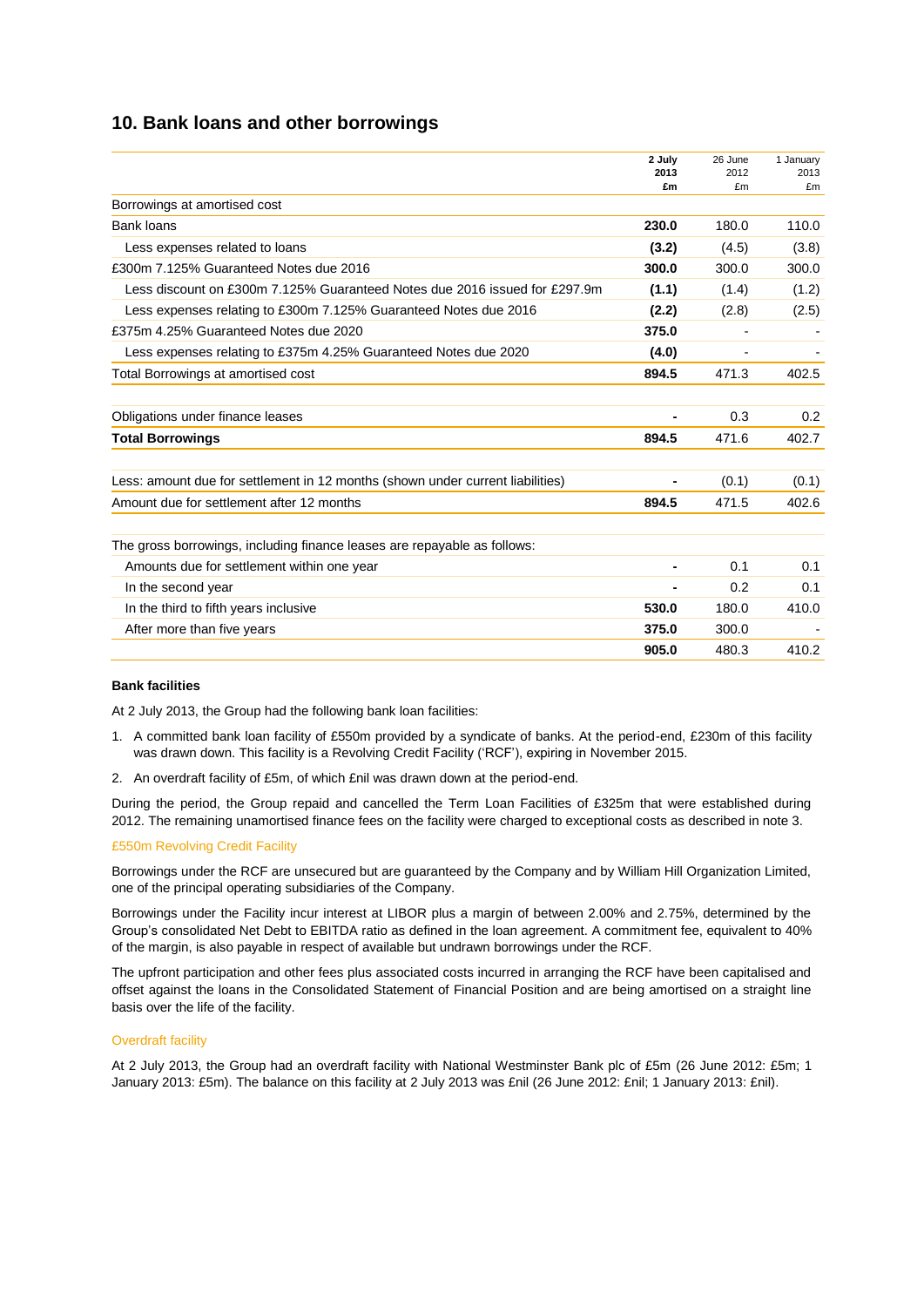## 10. Bank loans and other borrowings

| | 2 July 2013 £m | 26 June 2012 £m | 1 January 2013 £m |
|---|---|---|---|
| Borrowings at amortised cost | | | |
| Bank loans | **230.0** | 180.0 | 110.0 |
| Less expenses related to loans | **(3.2)** | (4.5) | (3.8) |
| £300m 7.125% Guaranteed Notes due 2016 | **300.0** | 300.0 | 300.0 |
| Less discount on £300m 7.125% Guaranteed Notes due 2016 issued for £297.9m | **(1.1)** | (1.4) | (1.2) |
| Less expenses relating to £300m 7.125% Guaranteed Notes due 2016 | **(2.2)** | (2.8) | (2.5) |
| £375m 4.25% Guaranteed Notes due 2020 | **375.0** | - | - |
| Less expenses relating to £375m 4.25% Guaranteed Notes due 2020 | **(4.0)** | - | - |
| Total Borrowings at amortised cost | **894.5** | 471.3 | 402.5 |
| | | | |
| Obligations under finance leases | **-** | 0.3 | 0.2 |
| **Total Borrowings** | **894.5** | 471.6 | 402.7 |
| | | | |
| Less: amount due for settlement in 12 months (shown under current liabilities) | **-** | (0.1) | (0.1) |
| Amount due for settlement after 12 months | **894.5** | 471.5 | 402.6 |
| | | | |
| The gross borrowings, including finance leases are repayable as follows: | | | |
| Amounts due for settlement within one year | **-** | 0.1 | 0.1 |
| In the second year | **-** | 0.2 | 0.1 |
| In the third to fifth years inclusive | **530.0** | 180.0 | 410.0 |
| After more than five years | **375.0** | 300.0 | - |
| | **905.0** | 480.3 | 410.2 |

**Bank facilities**

At 2 July 2013, the Group had the following bank loan facilities:

1. A committed bank loan facility of £550m provided by a syndicate of banks. At the period-end, £230m of this facility was drawn down. This facility is a Revolving Credit Facility ('RCF'), expiring in November 2015.
2. An overdraft facility of £5m, of which £nil was drawn down at the period-end.

During the period, the Group repaid and cancelled the Term Loan Facilities of £325m that were established during 2012. The remaining unamortised finance fees on the facility were charged to exceptional costs as described in note 3.

### £550m Revolving Credit Facility

Borrowings under the RCF are unsecured but are guaranteed by the Company and by William Hill Organization Limited, one of the principal operating subsidiaries of the Company.

Borrowings under the Facility incur interest at LIBOR plus a margin of between 2.00% and 2.75%, determined by the Group's consolidated Net Debt to EBITDA ratio as defined in the loan agreement. A commitment fee, equivalent to 40% of the margin, is also payable in respect of available but undrawn borrowings under the RCF.

The upfront participation and other fees plus associated costs incurred in arranging the RCF have been capitalised and offset against the loans in the Consolidated Statement of Financial Position and are being amortised on a straight line basis over the life of the facility.

### Overdraft facility

At 2 July 2013, the Group had an overdraft facility with National Westminster Bank plc of £5m (26 June 2012: £5m; 1 January 2013: £5m). The balance on this facility at 2 July 2013 was £nil (26 June 2012: £nil; 1 January 2013: £nil).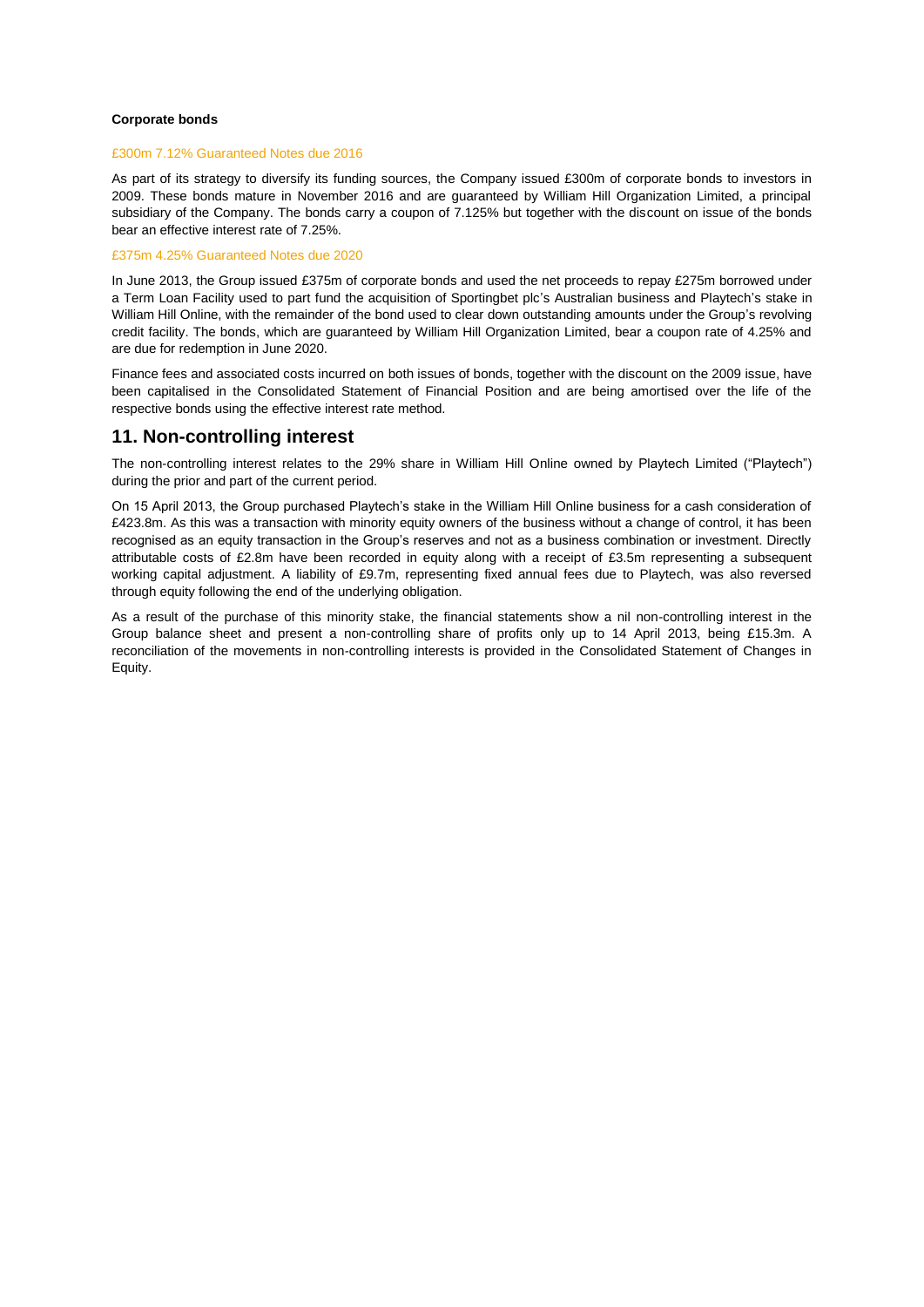**Corporate bonds**

£300m 7.12% Guaranteed Notes due 2016

As part of its strategy to diversify its funding sources, the Company issued £300m of corporate bonds to investors in 2009. These bonds mature in November 2016 and are guaranteed by William Hill Organization Limited, a principal subsidiary of the Company. The bonds carry a coupon of 7.125% but together with the discount on issue of the bonds bear an effective interest rate of 7.25%.

£375m 4.25% Guaranteed Notes due 2020

In June 2013, the Group issued £375m of corporate bonds and used the net proceeds to repay £275m borrowed under a Term Loan Facility used to part fund the acquisition of Sportingbet plc's Australian business and Playtech's stake in William Hill Online, with the remainder of the bond used to clear down outstanding amounts under the Group's revolving credit facility. The bonds, which are guaranteed by William Hill Organization Limited, bear a coupon rate of 4.25% and are due for redemption in June 2020.

Finance fees and associated costs incurred on both issues of bonds, together with the discount on the 2009 issue, have been capitalised in the Consolidated Statement of Financial Position and are being amortised over the life of the respective bonds using the effective interest rate method.

## 11. Non-controlling interest

The non-controlling interest relates to the 29% share in William Hill Online owned by Playtech Limited ("Playtech") during the prior and part of the current period.

On 15 April 2013, the Group purchased Playtech's stake in the William Hill Online business for a cash consideration of £423.8m. As this was a transaction with minority equity owners of the business without a change of control, it has been recognised as an equity transaction in the Group's reserves and not as a business combination or investment. Directly attributable costs of £2.8m have been recorded in equity along with a receipt of £3.5m representing a subsequent working capital adjustment. A liability of £9.7m, representing fixed annual fees due to Playtech, was also reversed through equity following the end of the underlying obligation.

As a result of the purchase of this minority stake, the financial statements show a nil non-controlling interest in the Group balance sheet and present a non-controlling share of profits only up to 14 April 2013, being £15.3m. A reconciliation of the movements in non-controlling interests is provided in the Consolidated Statement of Changes in Equity.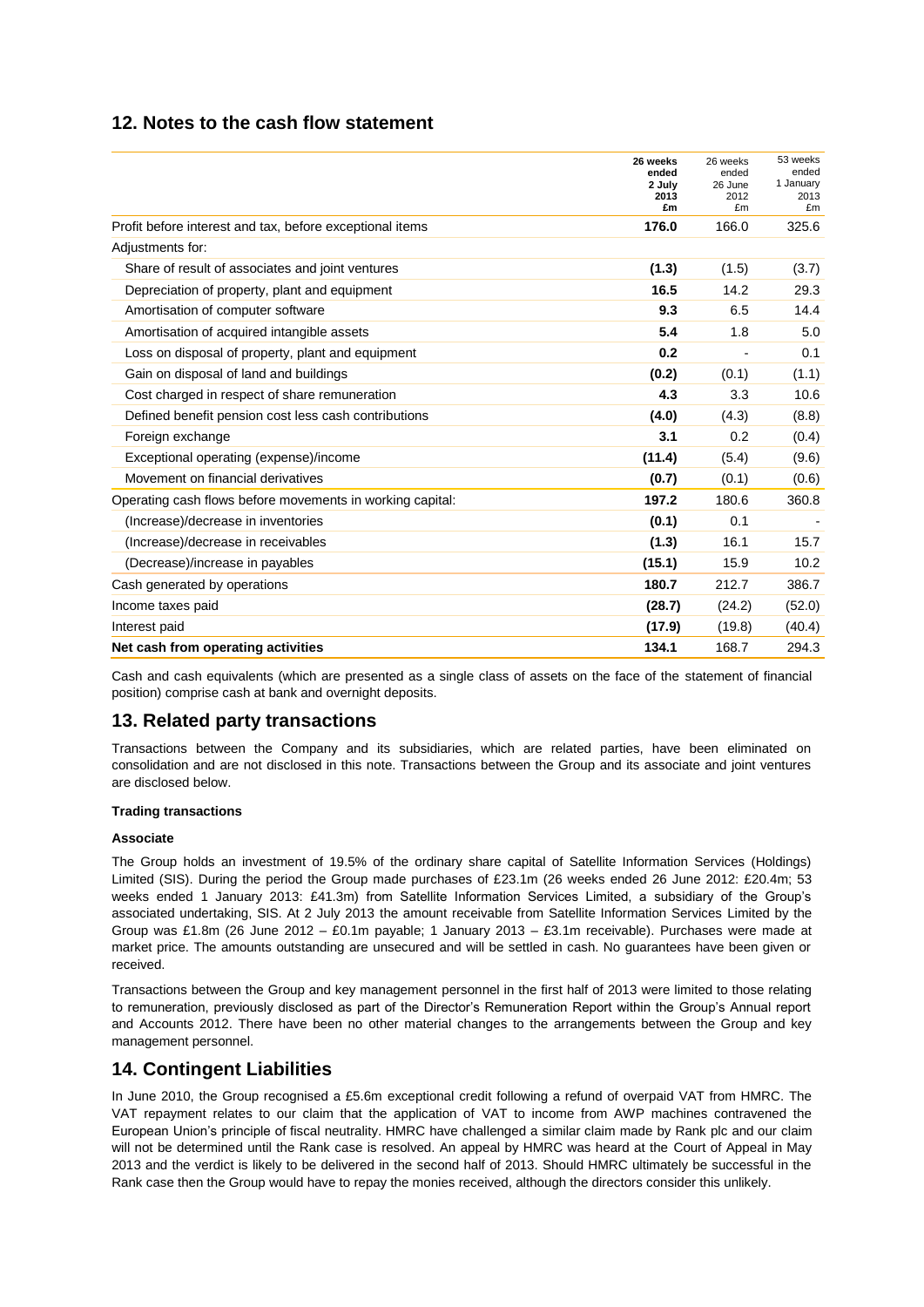## 12. Notes to the cash flow statement

| | **26 weeks ended 2 July 2013 £m** | 26 weeks ended 26 June 2012 £m | 53 weeks ended 1 January 2013 £m |
|---|---|---|---|
| Profit before interest and tax, before exceptional items | **176.0** | 166.0 | 325.6 |
| Adjustments for: | | | |
| Share of result of associates and joint ventures | **(1.3)** | (1.5) | (3.7) |
| Depreciation of property, plant and equipment | **16.5** | 14.2 | 29.3 |
| Amortisation of computer software | **9.3** | 6.5 | 14.4 |
| Amortisation of acquired intangible assets | **5.4** | 1.8 | 5.0 |
| Loss on disposal of property, plant and equipment | **0.2** | - | 0.1 |
| Gain on disposal of land and buildings | **(0.2)** | (0.1) | (1.1) |
| Cost charged in respect of share remuneration | **4.3** | 3.3 | 10.6 |
| Defined benefit pension cost less cash contributions | **(4.0)** | (4.3) | (8.8) |
| Foreign exchange | **3.1** | 0.2 | (0.4) |
| Exceptional operating (expense)/income | **(11.4)** | (5.4) | (9.6) |
| Movement on financial derivatives | **(0.7)** | (0.1) | (0.6) |
| Operating cash flows before movements in working capital: | **197.2** | 180.6 | 360.8 |
| (Increase)/decrease in inventories | **(0.1)** | 0.1 | - |
| (Increase)/decrease in receivables | **(1.3)** | 16.1 | 15.7 |
| (Decrease)/increase in payables | **(15.1)** | 15.9 | 10.2 |
| Cash generated by operations | **180.7** | 212.7 | 386.7 |
| Income taxes paid | **(28.7)** | (24.2) | (52.0) |
| Interest paid | **(17.9)** | (19.8) | (40.4) |
| **Net cash from operating activities** | **134.1** | 168.7 | 294.3 |

Cash and cash equivalents (which are presented as a single class of assets on the face of the statement of financial position) comprise cash at bank and overnight deposits.

## 13. Related party transactions

Transactions between the Company and its subsidiaries, which are related parties, have been eliminated on consolidation and are not disclosed in this note. Transactions between the Group and its associate and joint ventures are disclosed below.

**Trading transactions**

**Associate**

The Group holds an investment of 19.5% of the ordinary share capital of Satellite Information Services (Holdings) Limited (SIS). During the period the Group made purchases of £23.1m (26 weeks ended 26 June 2012: £20.4m; 53 weeks ended 1 January 2013: £41.3m) from Satellite Information Services Limited, a subsidiary of the Group's associated undertaking, SIS. At 2 July 2013 the amount receivable from Satellite Information Services Limited by the Group was £1.8m (26 June 2012 – £0.1m payable; 1 January 2013 – £3.1m receivable). Purchases were made at market price. The amounts outstanding are unsecured and will be settled in cash. No guarantees have been given or received.

Transactions between the Group and key management personnel in the first half of 2013 were limited to those relating to remuneration, previously disclosed as part of the Director's Remuneration Report within the Group's Annual report and Accounts 2012. There have been no other material changes to the arrangements between the Group and key management personnel.

## 14. Contingent Liabilities

In June 2010, the Group recognised a £5.6m exceptional credit following a refund of overpaid VAT from HMRC. The VAT repayment relates to our claim that the application of VAT to income from AWP machines contravened the European Union's principle of fiscal neutrality. HMRC have challenged a similar claim made by Rank plc and our claim will not be determined until the Rank case is resolved. An appeal by HMRC was heard at the Court of Appeal in May 2013 and the verdict is likely to be delivered in the second half of 2013. Should HMRC ultimately be successful in the Rank case then the Group would have to repay the monies received, although the directors consider this unlikely.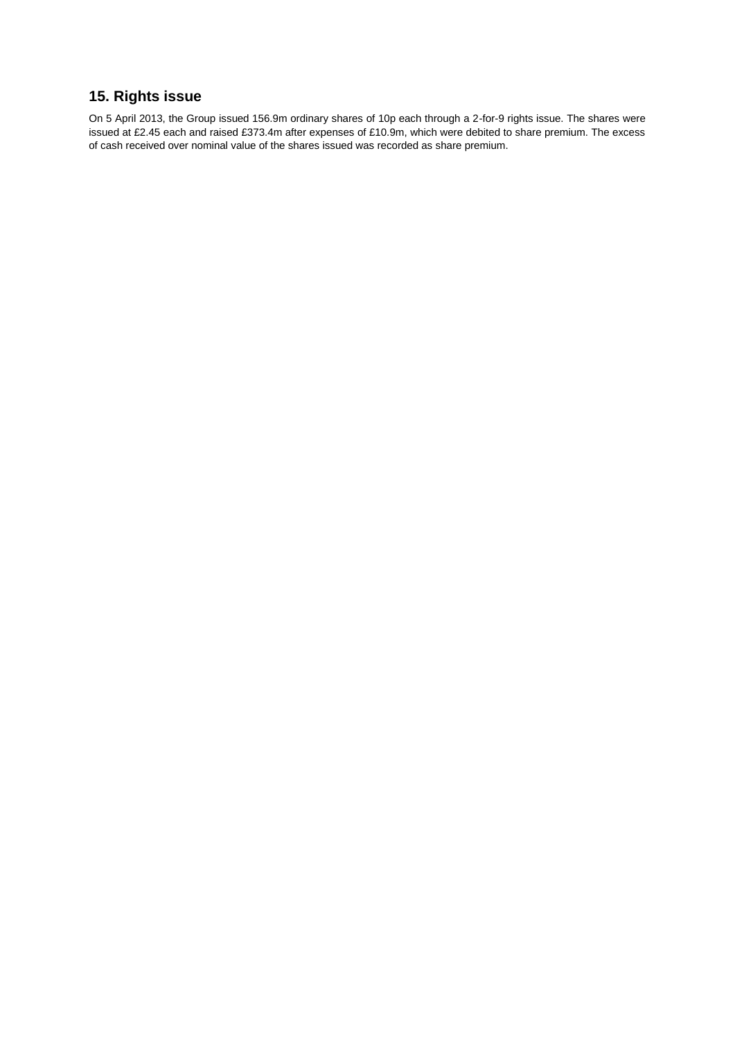## 15. Rights issue

On 5 April 2013, the Group issued 156.9m ordinary shares of 10p each through a 2-for-9 rights issue. The shares were issued at £2.45 each and raised £373.4m after expenses of £10.9m, which were debited to share premium. The excess of cash received over nominal value of the shares issued was recorded as share premium.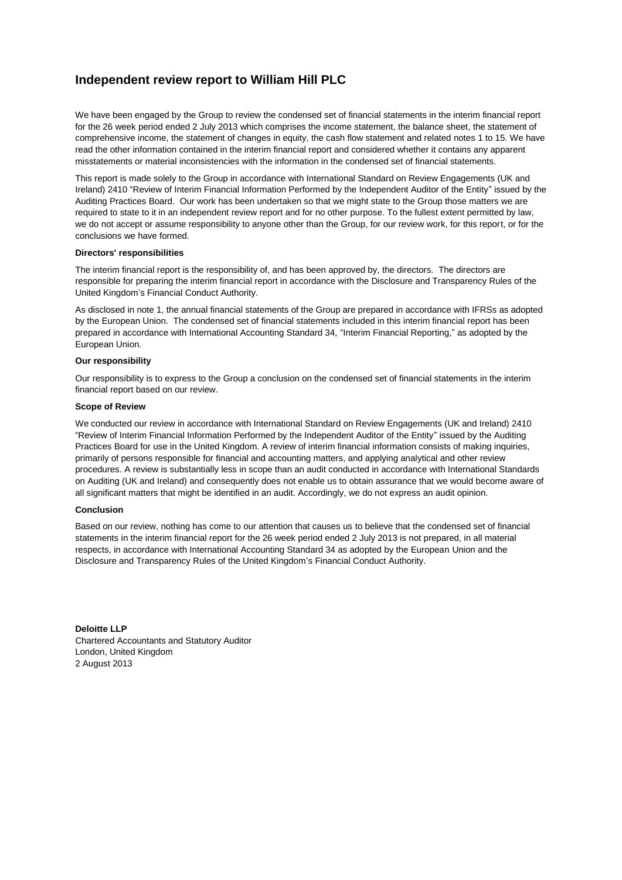# Independent review report to William Hill PLC

We have been engaged by the Group to review the condensed set of financial statements in the interim financial report for the 26 week period ended 2 July 2013 which comprises the income statement, the balance sheet, the statement of comprehensive income, the statement of changes in equity, the cash flow statement and related notes 1 to 15. We have read the other information contained in the interim financial report and considered whether it contains any apparent misstatements or material inconsistencies with the information in the condensed set of financial statements.

This report is made solely to the Group in accordance with International Standard on Review Engagements (UK and Ireland) 2410 "Review of Interim Financial Information Performed by the Independent Auditor of the Entity" issued by the Auditing Practices Board. Our work has been undertaken so that we might state to the Group those matters we are required to state to it in an independent review report and for no other purpose. To the fullest extent permitted by law, we do not accept or assume responsibility to anyone other than the Group, for our review work, for this report, or for the conclusions we have formed.

**Directors' responsibilities**

The interim financial report is the responsibility of, and has been approved by, the directors. The directors are responsible for preparing the interim financial report in accordance with the Disclosure and Transparency Rules of the United Kingdom's Financial Conduct Authority.

As disclosed in note 1, the annual financial statements of the Group are prepared in accordance with IFRSs as adopted by the European Union. The condensed set of financial statements included in this interim financial report has been prepared in accordance with International Accounting Standard 34, "Interim Financial Reporting," as adopted by the European Union.

**Our responsibility**

Our responsibility is to express to the Group a conclusion on the condensed set of financial statements in the interim financial report based on our review.

**Scope of Review**

We conducted our review in accordance with International Standard on Review Engagements (UK and Ireland) 2410 "Review of Interim Financial Information Performed by the Independent Auditor of the Entity" issued by the Auditing Practices Board for use in the United Kingdom. A review of interim financial information consists of making inquiries, primarily of persons responsible for financial and accounting matters, and applying analytical and other review procedures. A review is substantially less in scope than an audit conducted in accordance with International Standards on Auditing (UK and Ireland) and consequently does not enable us to obtain assurance that we would become aware of all significant matters that might be identified in an audit. Accordingly, we do not express an audit opinion.

**Conclusion**

Based on our review, nothing has come to our attention that causes us to believe that the condensed set of financial statements in the interim financial report for the 26 week period ended 2 July 2013 is not prepared, in all material respects, in accordance with International Accounting Standard 34 as adopted by the European Union and the Disclosure and Transparency Rules of the United Kingdom's Financial Conduct Authority.

**Deloitte LLP**
Chartered Accountants and Statutory Auditor
London, United Kingdom
2 August 2013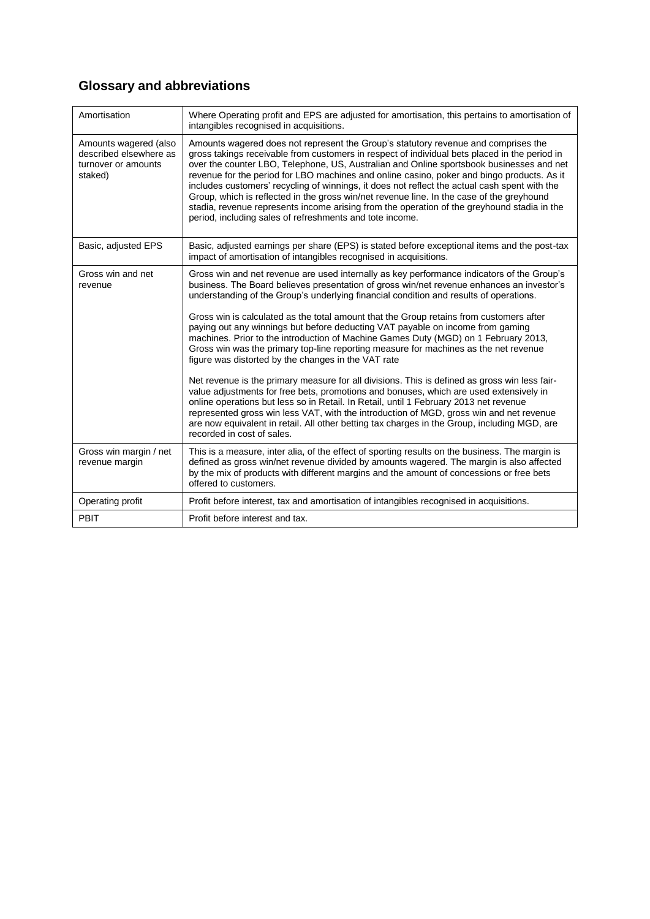## Glossary and abbreviations

| | |
|---|---|
| Amortisation | Where Operating profit and EPS are adjusted for amortisation, this pertains to amortisation of intangibles recognised in acquisitions. |
| Amounts wagered (also described elsewhere as turnover or amounts staked) | Amounts wagered does not represent the Group's statutory revenue and comprises the gross takings receivable from customers in respect of individual bets placed in the period in over the counter LBO, Telephone, US, Australian and Online sportsbook businesses and net revenue for the period for LBO machines and online casino, poker and bingo products. As it includes customers' recycling of winnings, it does not reflect the actual cash spent with the Group, which is reflected in the gross win/net revenue line. In the case of the greyhound stadia, revenue represents income arising from the operation of the greyhound stadia in the period, including sales of refreshments and tote income. |
| Basic, adjusted EPS | Basic, adjusted earnings per share (EPS) is stated before exceptional items and the post-tax impact of amortisation of intangibles recognised in acquisitions. |
| Gross win and net revenue | Gross win and net revenue are used internally as key performance indicators of the Group's business. The Board believes presentation of gross win/net revenue enhances an investor's understanding of the Group's underlying financial condition and results of operations.<br><br>Gross win is calculated as the total amount that the Group retains from customers after paying out any winnings but before deducting VAT payable on income from gaming machines. Prior to the introduction of Machine Games Duty (MGD) on 1 February 2013, Gross win was the primary top-line reporting measure for machines as the net revenue figure was distorted by the changes in the VAT rate<br><br>Net revenue is the primary measure for all divisions. This is defined as gross win less fair-value adjustments for free bets, promotions and bonuses, which are used extensively in online operations but less so in Retail. In Retail, until 1 February 2013 net revenue represented gross win less VAT, with the introduction of MGD, gross win and net revenue are now equivalent in retail. All other betting tax charges in the Group, including MGD, are recorded in cost of sales. |
| Gross win margin / net revenue margin | This is a measure, inter alia, of the effect of sporting results on the business. The margin is defined as gross win/net revenue divided by amounts wagered. The margin is also affected by the mix of products with different margins and the amount of concessions or free bets offered to customers. |
| Operating profit | Profit before interest, tax and amortisation of intangibles recognised in acquisitions. |
| PBIT | Profit before interest and tax. |